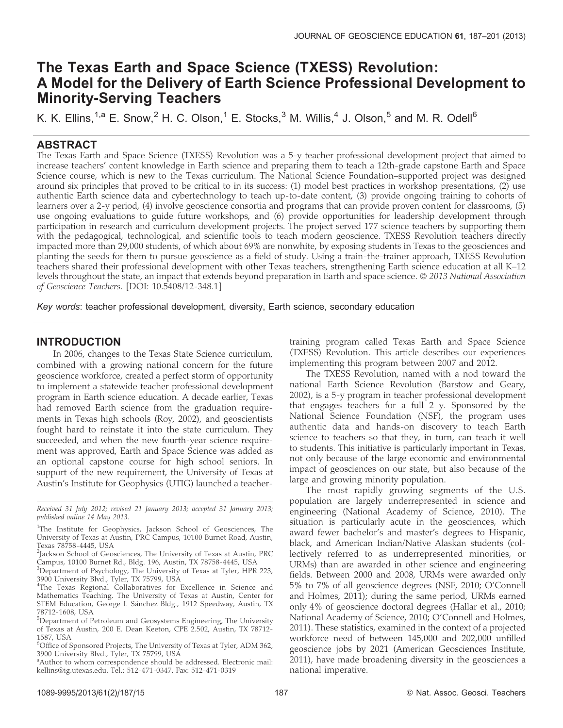# The Texas Earth and Space Science (TXESS) Revolution: A Model for the Delivery of Earth Science Professional Development to Minority-Serving Teachers

K. K. Ellins,[1,a] E. Snow,[2] H. C. Olson,[1] E. Stocks,[3] M. Willis,[4] J. Olson,[5] and M. R. Odell[6]

## ABSTRACT

The Texas Earth and Space Science (TXESS) Revolution was a 5-y teacher professional development project that aimed to increase teachers' content knowledge in Earth science and preparing them to teach a 12th-grade capstone Earth and Space Science course, which is new to the Texas curriculum. The National Science Foundation–supported project was designed around six principles that proved to be critical to in its success: (1) model best practices in workshop presentations, (2) use authentic Earth science data and cybertechnology to teach up-to-date content, (3) provide ongoing training to cohorts of learners over a 2-y period, (4) involve geoscience consortia and programs that can provide proven content for classrooms, (5) use ongoing evaluations to guide future workshops, and (6) provide opportunities for leadership development through participation in research and curriculum development projects. The project served 177 science teachers by supporting them with the pedagogical, technological, and scientific tools to teach modern geoscience. TXESS Revolution teachers directly impacted more than 29,000 students, of which about 69% are nonwhite, by exposing students in Texas to the geosciences and planting the seeds for them to pursue geoscience as a field of study. Using a train-the-trainer approach, TXESS Revolution teachers shared their professional development with other Texas teachers, strengthening Earth science education at all K–12 levels throughout the state, an impact that extends beyond preparation in Earth and space science. *© 2013 National Association of Geoscience Teachers*. [DOI: 10.5408/12-348.1]

*Key words*: teacher professional development, diversity, Earth science, secondary education

## INTRODUCTION

In 2006, changes to the Texas State Science curriculum, combined with a growing national concern for the future geoscience workforce, created a perfect storm of opportunity to implement a statewide teacher professional development program in Earth science education. A decade earlier, Texas had removed Earth science from the graduation requirements in Texas high schools (Roy, 2002), and geoscientists fought hard to reinstate it into the state curriculum. They succeeded, and when the new fourth-year science requirement was approved, Earth and Space Science was added as an optional capstone course for high school seniors. In support of the new requirement, the University of Texas at Austin's Institute for Geophysics (UTIG) launched a teacher-training program called Texas Earth and Space Science (TXESS) Revolution. This article describes our experiences implementing this program between 2007 and 2012.

The TXESS Revolution, named with a nod toward the national Earth Science Revolution (Barstow and Geary, 2002), is a 5-y program in teacher professional development that engages teachers for a full 2 y. Sponsored by the National Science Foundation (NSF), the program uses authentic data and hands-on discovery to teach Earth science to teachers so that they, in turn, can teach it well to students. This initiative is particularly important in Texas, not only because of the large economic and environmental impact of geosciences on our state, but also because of the large and growing minority population.

The most rapidly growing segments of the U.S. population are largely underrepresented in science and engineering (National Academy of Science, 2010). The situation is particularly acute in the geosciences, which award fewer bachelor's and master's degrees to Hispanic, black, and American Indian/Native Alaskan students (collectively referred to as underrepresented minorities, or URMs) than are awarded in other science and engineering fields. Between 2000 and 2008, URMs were awarded only 5% to 7% of all geoscience degrees (NSF, 2010; O'Connell and Holmes, 2011); during the same period, URMs earned only 4% of geoscience doctoral degrees (Hallar et al., 2010; National Academy of Science, 2010; O'Connell and Holmes, 2011). These statistics, examined in the context of a projected workforce need of between 145,000 and 202,000 unfilled geoscience jobs by 2021 (American Geosciences Institute, 2011), have made broadening diversity in the geosciences a national imperative.

---

*Received 31 July 2012; revised 21 January 2013; accepted 31 January 2013; published online 14 May 2013.*

[1]The Institute for Geophysics, Jackson School of Geosciences, The University of Texas at Austin, PRC Campus, 10100 Burnet Road, Austin, Texas 78758-4445, USA

[2]Jackson School of Geosciences, The University of Texas at Austin, PRC Campus, 10100 Burnet Rd., Bldg. 196, Austin, TX 78758-4445, USA

[3]Department of Psychology, The University of Texas at Tyler, HPR 223, 3900 University Blvd., Tyler, TX 75799, USA

[4]The Texas Regional Collaboratives for Excellence in Science and Mathematics Teaching, The University of Texas at Austin, Center for STEM Education, George I. Sánchez Bldg., 1912 Speedway, Austin, TX 78712-1608, USA

[5]Department of Petroleum and Geosystems Engineering, The University of Texas at Austin, 200 E. Dean Keeton, CPE 2.502, Austin, TX 78712-1587, USA

[6]Office of Sponsored Projects, The University of Texas at Tyler, ADM 362, 3900 University Blvd., Tyler, TX 75799, USA

[a]Author to whom correspondence should be addressed. Electronic mail: kellins@ig.utexas.edu. Tel.: 512-471-0347. Fax: 512-471-0319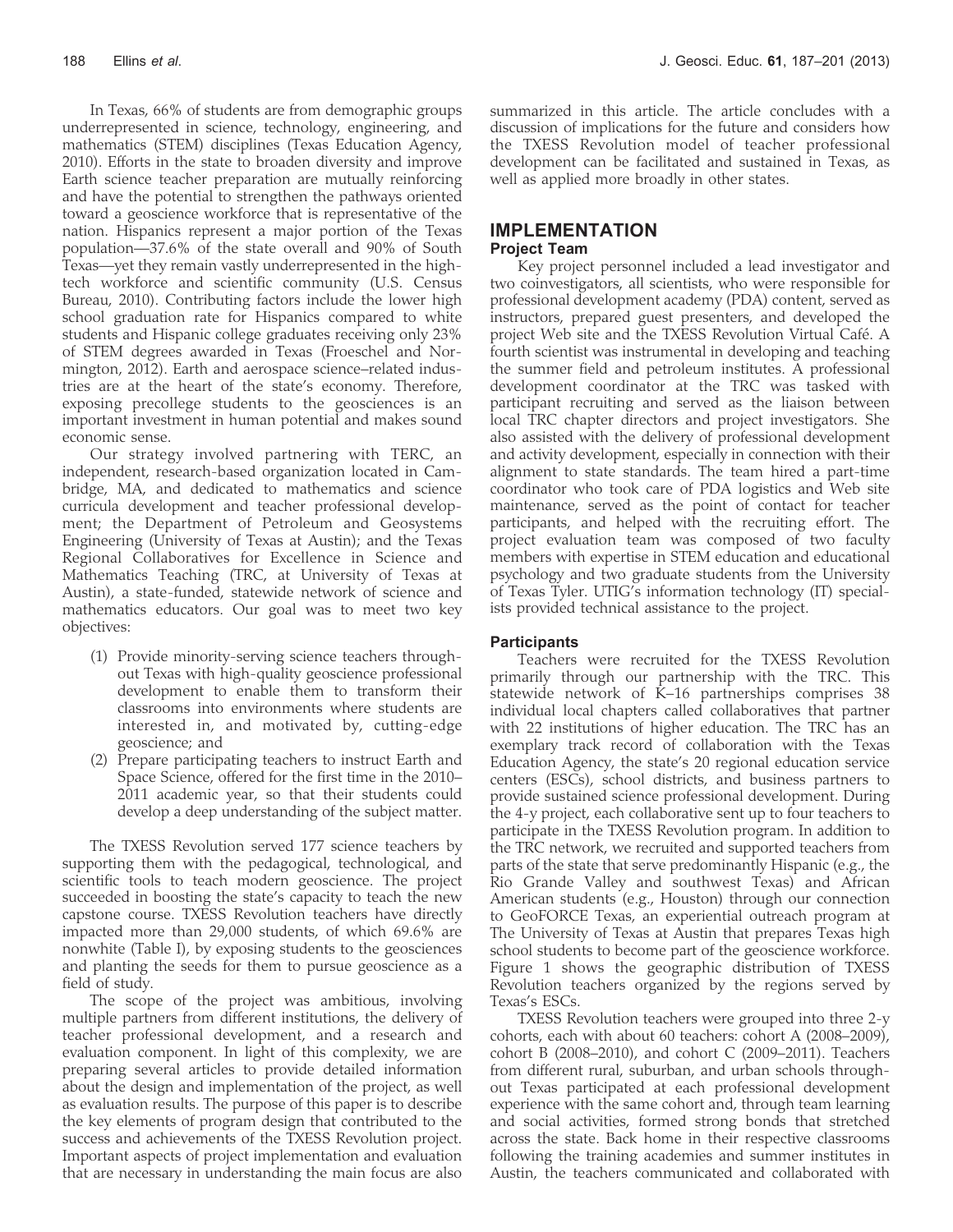In Texas, 66% of students are from demographic groups underrepresented in science, technology, engineering, and mathematics (STEM) disciplines (Texas Education Agency, 2010). Efforts in the state to broaden diversity and improve Earth science teacher preparation are mutually reinforcing and have the potential to strengthen the pathways oriented toward a geoscience workforce that is representative of the nation. Hispanics represent a major portion of the Texas population—37.6% of the state overall and 90% of South Texas—yet they remain vastly underrepresented in the high-tech workforce and scientific community (U.S. Census Bureau, 2010). Contributing factors include the lower high school graduation rate for Hispanics compared to white students and Hispanic college graduates receiving only 23% of STEM degrees awarded in Texas (Froeschel and Normington, 2012). Earth and aerospace science–related industries are at the heart of the state's economy. Therefore, exposing precollege students to the geosciences is an important investment in human potential and makes sound economic sense.

Our strategy involved partnering with TERC, an independent, research-based organization located in Cambridge, MA, and dedicated to mathematics and science curricula development and teacher professional development; the Department of Petroleum and Geosystems Engineering (University of Texas at Austin); and the Texas Regional Collaboratives for Excellence in Science and Mathematics Teaching (TRC, at University of Texas at Austin), a state-funded, statewide network of science and mathematics educators. Our goal was to meet two key objectives:

(1) Provide minority-serving science teachers throughout Texas with high-quality geoscience professional development to enable them to transform their classrooms into environments where students are interested in, and motivated by, cutting-edge geoscience; and
(2) Prepare participating teachers to instruct Earth and Space Science, offered for the first time in the 2010–2011 academic year, so that their students could develop a deep understanding of the subject matter.

The TXESS Revolution served 177 science teachers by supporting them with the pedagogical, technological, and scientific tools to teach modern geoscience. The project succeeded in boosting the state's capacity to teach the new capstone course. TXESS Revolution teachers have directly impacted more than 29,000 students, of which 69.6% are nonwhite (Table I), by exposing students to the geosciences and planting the seeds for them to pursue geoscience as a field of study.

The scope of the project was ambitious, involving multiple partners from different institutions, the delivery of teacher professional development, and a research and evaluation component. In light of this complexity, we are preparing several articles to provide detailed information about the design and implementation of the project, as well as evaluation results. The purpose of this paper is to describe the key elements of program design that contributed to the success and achievements of the TXESS Revolution project. Important aspects of project implementation and evaluation that are necessary in understanding the main focus are also summarized in this article. The article concludes with a discussion of implications for the future and considers how the TXESS Revolution model of teacher professional development can be facilitated and sustained in Texas, as well as applied more broadly in other states.

# IMPLEMENTATION

## Project Team

Key project personnel included a lead investigator and two coinvestigators, all scientists, who were responsible for professional development academy (PDA) content, served as instructors, prepared guest presenters, and developed the project Web site and the TXESS Revolution Virtual Café. A fourth scientist was instrumental in developing and teaching the summer field and petroleum institutes. A professional development coordinator at the TRC was tasked with participant recruiting and served as the liaison between local TRC chapter directors and project investigators. She also assisted with the delivery of professional development and activity development, especially in connection with their alignment to state standards. The team hired a part-time coordinator who took care of PDA logistics and Web site maintenance, served as the point of contact for teacher participants, and helped with the recruiting effort. The project evaluation team was composed of two faculty members with expertise in STEM education and educational psychology and two graduate students from the University of Texas Tyler. UTIG's information technology (IT) specialists provided technical assistance to the project.

## Participants

Teachers were recruited for the TXESS Revolution primarily through our partnership with the TRC. This statewide network of K–16 partnerships comprises 38 individual local chapters called collaboratives that partner with 22 institutions of higher education. The TRC has an exemplary track record of collaboration with the Texas Education Agency, the state's 20 regional education service centers (ESCs), school districts, and business partners to provide sustained science professional development. During the 4-y project, each collaborative sent up to four teachers to participate in the TXESS Revolution program. In addition to the TRC network, we recruited and supported teachers from parts of the state that serve predominantly Hispanic (e.g., the Rio Grande Valley and southwest Texas) and African American students (e.g., Houston) through our connection to GeoFORCE Texas, an experiential outreach program at The University of Texas at Austin that prepares Texas high school students to become part of the geoscience workforce. Figure 1 shows the geographic distribution of TXESS Revolution teachers organized by the regions served by Texas's ESCs.

TXESS Revolution teachers were grouped into three 2-y cohorts, each with about 60 teachers: cohort A (2008–2009), cohort B (2008–2010), and cohort C (2009–2011). Teachers from different rural, suburban, and urban schools throughout Texas participated at each professional development experience with the same cohort and, through team learning and social activities, formed strong bonds that stretched across the state. Back home in their respective classrooms following the training academies and summer institutes in Austin, the teachers communicated and collaborated with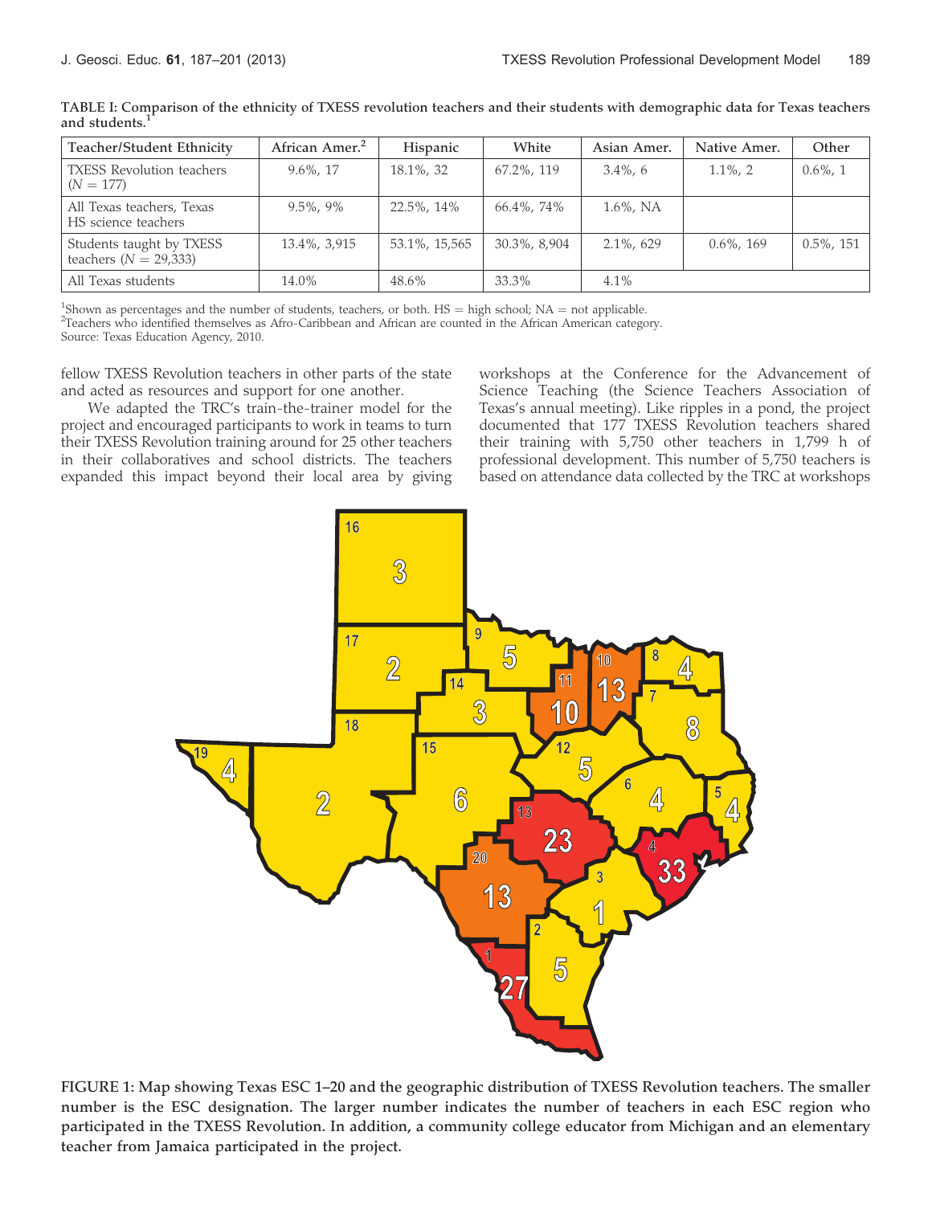TABLE I: Comparison of the ethnicity of TXESS revolution teachers and their students with demographic data for Texas teachers and students.[1]

| Teacher/Student Ethnicity | African Amer.[2] | Hispanic | White | Asian Amer. | Native Amer. | Other |
|---|---|---|---|---|---|---|
| TXESS Revolution teachers ($N = 177$) | 9.6%, 17 | 18.1%, 32 | 67.2%, 119 | 3.4%, 6 | 1.1%, 2 | 0.6%, 1 |
| All Texas teachers, Texas HS science teachers | 9.5%, 9% | 22.5%, 14% | 66.4%, 74% | 1.6%, NA | | |
| Students taught by TXESS teachers ($N = 29,333$) | 13.4%, 3,915 | 53.1%, 15,565 | 30.3%, 8,904 | 2.1%, 629 | 0.6%, 169 | 0.5%, 151 |
| All Texas students | 14.0% | 48.6% | 33.3% | 4.1% | | |

[1]Shown as percentages and the number of students, teachers, or both. HS = high school; NA = not applicable.
[2]Teachers who identified themselves as Afro-Caribbean and African are counted in the African American category.
Source: Texas Education Agency, 2010.

fellow TXESS Revolution teachers in other parts of the state and acted as resources and support for one another.

We adapted the TRC's train-the-trainer model for the project and encouraged participants to work in teams to turn their TXESS Revolution training around for 25 other teachers in their collaboratives and school districts. The teachers expanded this impact beyond their local area by giving workshops at the Conference for the Advancement of Science Teaching (the Science Teachers Association of Texas's annual meeting). Like ripples in a pond, the project documented that 177 TXESS Revolution teachers shared their training with 5,750 other teachers in 1,799 h of professional development. This number of 5,750 teachers is based on attendance data collected by the TRC at workshops

16
3
17
2
9
5
14
3
11
10
10
13
8
4
7
8
18
2
19
4
15
6
12
5
6
4
5
4
13
23
4
33
20
13
3
1
2
5
1
27

FIGURE 1: Map showing Texas ESC 1–20 and the geographic distribution of TXESS Revolution teachers. The smaller number is the ESC designation. The larger number indicates the number of teachers in each ESC region who participated in the TXESS Revolution. In addition, a community college educator from Michigan and an elementary teacher from Jamaica participated in the project.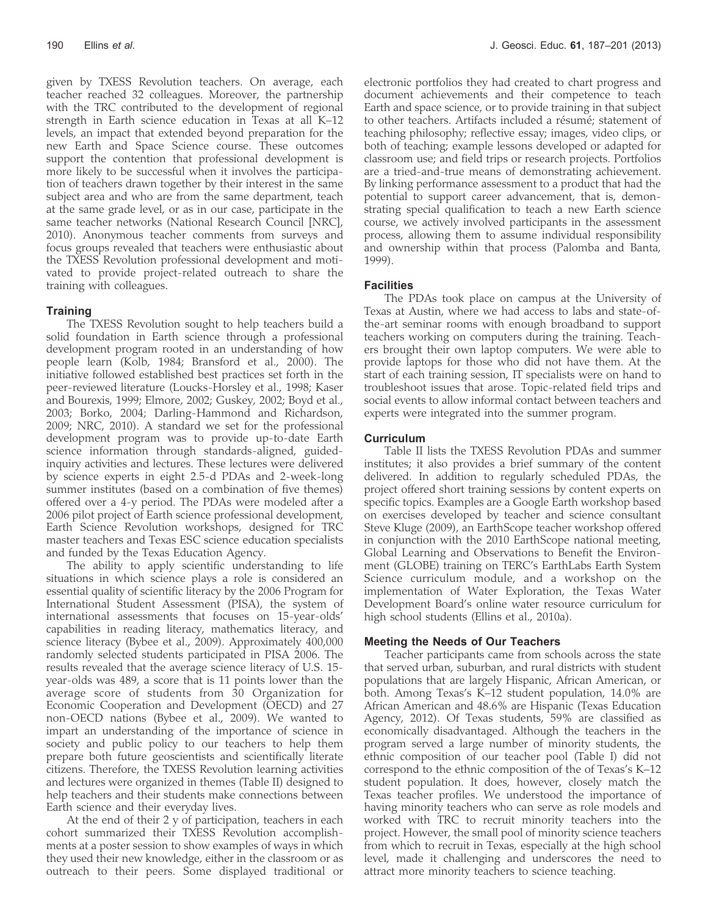given by TXESS Revolution teachers. On average, each teacher reached 32 colleagues. Moreover, the partnership with the TRC contributed to the development of regional strength in Earth science education in Texas at all K–12 levels, an impact that extended beyond preparation for the new Earth and Space Science course. These outcomes support the contention that professional development is more likely to be successful when it involves the participation of teachers drawn together by their interest in the same subject area and who are from the same department, teach at the same grade level, or as in our case, participate in the same teacher networks (National Research Council [NRC], 2010). Anonymous teacher comments from surveys and focus groups revealed that teachers were enthusiastic about the TXESS Revolution professional development and motivated to provide project-related outreach to share the training with colleagues.

### Training

The TXESS Revolution sought to help teachers build a solid foundation in Earth science through a professional development program rooted in an understanding of how people learn (Kolb, 1984; Bransford et al., 2000). The initiative followed established best practices set forth in the peer-reviewed literature (Loucks-Horsley et al., 1998; Kaser and Bourexis, 1999; Elmore, 2002; Guskey, 2002; Boyd et al., 2003; Borko, 2004; Darling-Hammond and Richardson, 2009; NRC, 2010). A standard we set for the professional development program was to provide up-to-date Earth science information through standards-aligned, guided-inquiry activities and lectures. These lectures were delivered by science experts in eight 2.5-d PDAs and 2-week-long summer institutes (based on a combination of five themes) offered over a 4-y period. The PDAs were modeled after a 2006 pilot project of Earth science professional development, Earth Science Revolution workshops, designed for TRC master teachers and Texas ESC science education specialists and funded by the Texas Education Agency.

The ability to apply scientific understanding to life situations in which science plays a role is considered an essential quality of scientific literacy by the 2006 Program for International Student Assessment (PISA), the system of international assessments that focuses on 15-year-olds' capabilities in reading literacy, mathematics literacy, and science literacy (Bybee et al., 2009). Approximately 400,000 randomly selected students participated in PISA 2006. The results revealed that the average science literacy of U.S. 15-year-olds was 489, a score that is 11 points lower than the average score of students from 30 Organization for Economic Cooperation and Development (OECD) and 27 non-OECD nations (Bybee et al., 2009). We wanted to impart an understanding of the importance of science in society and public policy to our teachers to help them prepare both future geoscientists and scientifically literate citizens. Therefore, the TXESS Revolution learning activities and lectures were organized in themes (Table II) designed to help teachers and their students make connections between Earth science and their everyday lives.

At the end of their 2 y of participation, teachers in each cohort summarized their TXESS Revolution accomplishments at a poster session to show examples of ways in which they used their new knowledge, either in the classroom or as outreach to their peers. Some displayed traditional or electronic portfolios they had created to chart progress and document achievements and their competence to teach Earth and space science, or to provide training in that subject to other teachers. Artifacts included a résumé; statement of teaching philosophy; reflective essay; images, video clips, or both of teaching; example lessons developed or adapted for classroom use; and field trips or research projects. Portfolios are a tried-and-true means of demonstrating achievement. By linking performance assessment to a product that had the potential to support career advancement, that is, demonstrating special qualification to teach a new Earth science course, we actively involved participants in the assessment process, allowing them to assume individual responsibility and ownership within that process (Palomba and Banta, 1999).

### Facilities

The PDAs took place on campus at the University of Texas at Austin, where we had access to labs and state-of-the-art seminar rooms with enough broadband to support teachers working on computers during the training. Teachers brought their own laptop computers. We were able to provide laptops for those who did not have them. At the start of each training session, IT specialists were on hand to troubleshoot issues that arose. Topic-related field trips and social events to allow informal contact between teachers and experts were integrated into the summer program.

### Curriculum

Table II lists the TXESS Revolution PDAs and summer institutes; it also provides a brief summary of the content delivered. In addition to regularly scheduled PDAs, the project offered short training sessions by content experts on specific topics. Examples are a Google Earth workshop based on exercises developed by teacher and science consultant Steve Kluge (2009), an EarthScope teacher workshop offered in conjunction with the 2010 EarthScope national meeting, Global Learning and Observations to Benefit the Environment (GLOBE) training on TERC's EarthLabs Earth System Science curriculum module, and a workshop on the implementation of Water Exploration, the Texas Water Development Board's online water resource curriculum for high school students (Ellins et al., 2010a).

### Meeting the Needs of Our Teachers

Teacher participants came from schools across the state that served urban, suburban, and rural districts with student populations that are largely Hispanic, African American, or both. Among Texas's K–12 student population, 14.0% are African American and 48.6% are Hispanic (Texas Education Agency, 2012). Of Texas students, 59% are classified as economically disadvantaged. Although the teachers in the program served a large number of minority students, the ethnic composition of our teacher pool (Table I) did not correspond to the ethnic composition of the of Texas's K–12 student population. It does, however, closely match the Texas teacher profiles. We understood the importance of having minority teachers who can serve as role models and worked with TRC to recruit minority teachers into the project. However, the small pool of minority science teachers from which to recruit in Texas, especially at the high school level, made it challenging and underscores the need to attract more minority teachers to science teaching.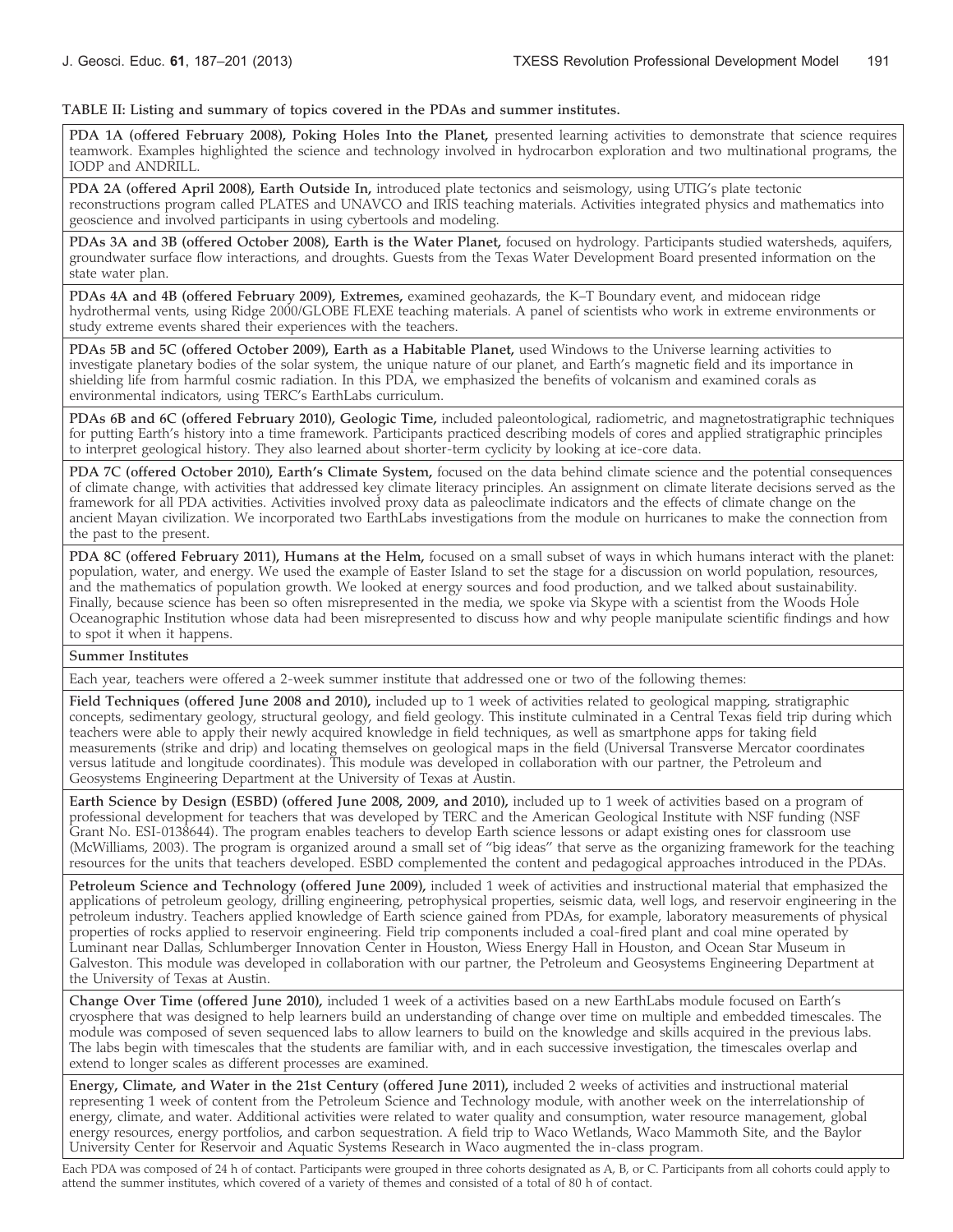**TABLE II: Listing and summary of topics covered in the PDAs and summer institutes.**

| |
|---|
| **PDA 1A (offered February 2008), Poking Holes Into the Planet,** presented learning activities to demonstrate that science requires teamwork. Examples highlighted the science and technology involved in hydrocarbon exploration and two multinational programs, the IODP and ANDRILL. |
| **PDA 2A (offered April 2008), Earth Outside In,** introduced plate tectonics and seismology, using UTIG's plate tectonic reconstructions program called PLATES and UNAVCO and IRIS teaching materials. Activities integrated physics and mathematics into geoscience and involved participants in using cybertools and modeling. |
| **PDAs 3A and 3B (offered October 2008), Earth is the Water Planet,** focused on hydrology. Participants studied watersheds, aquifers, groundwater surface flow interactions, and droughts. Guests from the Texas Water Development Board presented information on the state water plan. |
| **PDAs 4A and 4B (offered February 2009), Extremes,** examined geohazards, the K–T Boundary event, and midocean ridge hydrothermal vents, using Ridge 2000/GLOBE FLEXE teaching materials. A panel of scientists who work in extreme environments or study extreme events shared their experiences with the teachers. |
| **PDAs 5B and 5C (offered October 2009), Earth as a Habitable Planet,** used Windows to the Universe learning activities to investigate planetary bodies of the solar system, the unique nature of our planet, and Earth's magnetic field and its importance in shielding life from harmful cosmic radiation. In this PDA, we emphasized the benefits of volcanism and examined corals as environmental indicators, using TERC's EarthLabs curriculum. |
| **PDAs 6B and 6C (offered February 2010), Geologic Time,** included paleontological, radiometric, and magnetostratigraphic techniques for putting Earth's history into a time framework. Participants practiced describing models of cores and applied stratigraphic principles to interpret geological history. They also learned about shorter-term cyclicity by looking at ice-core data. |
| **PDA 7C (offered October 2010), Earth's Climate System,** focused on the data behind climate science and the potential consequences of climate change, with activities that addressed key climate literacy principles. An assignment on climate literate decisions served as the framework for all PDA activities. Activities involved proxy data as paleoclimate indicators and the effects of climate change on the ancient Mayan civilization. We incorporated two EarthLabs investigations from the module on hurricanes to make the connection from the past to the present. |
| **PDA 8C (offered February 2011), Humans at the Helm,** focused on a small subset of ways in which humans interact with the planet: population, water, and energy. We used the example of Easter Island to set the stage for a discussion on world population, resources, and the mathematics of population growth. We looked at energy sources and food production, and we talked about sustainability. Finally, because science has been so often misrepresented in the media, we spoke via Skype with a scientist from the Woods Hole Oceanographic Institution whose data had been misrepresented to discuss how and why people manipulate scientific findings and how to spot it when it happens. |
| **Summer Institutes** |
| Each year, teachers were offered a 2-week summer institute that addressed one or two of the following themes: |
| **Field Techniques (offered June 2008 and 2010),** included up to 1 week of activities related to geological mapping, stratigraphic concepts, sedimentary geology, structural geology, and field geology. This institute culminated in a Central Texas field trip during which teachers were able to apply their newly acquired knowledge in field techniques, as well as smartphone apps for taking field measurements (strike and drip) and locating themselves on geological maps in the field (Universal Transverse Mercator coordinates versus latitude and longitude coordinates). This module was developed in collaboration with our partner, the Petroleum and Geosystems Engineering Department at the University of Texas at Austin. |
| **Earth Science by Design (ESBD) (offered June 2008, 2009, and 2010),** included up to 1 week of activities based on a program of professional development for teachers that was developed by TERC and the American Geological Institute with NSF funding (NSF Grant No. ESI-0138644). The program enables teachers to develop Earth science lessons or adapt existing ones for classroom use (McWilliams, 2003). The program is organized around a small set of "big ideas" that serve as the organizing framework for the teaching resources for the units that teachers developed. ESBD complemented the content and pedagogical approaches introduced in the PDAs. |
| **Petroleum Science and Technology (offered June 2009),** included 1 week of activities and instructional material that emphasized the applications of petroleum geology, drilling engineering, petrophysical properties, seismic data, well logs, and reservoir engineering in the petroleum industry. Teachers applied knowledge of Earth science gained from PDAs, for example, laboratory measurements of physical properties of rocks applied to reservoir engineering. Field trip components included a coal-fired plant and coal mine operated by Luminant near Dallas, Schlumberger Innovation Center in Houston, Wiess Energy Hall in Houston, and Ocean Star Museum in Galveston. This module was developed in collaboration with our partner, the Petroleum and Geosystems Engineering Department at the University of Texas at Austin. |
| **Change Over Time (offered June 2010),** included 1 week of a activities based on a new EarthLabs module focused on Earth's cryosphere that was designed to help learners build an understanding of change over time on multiple and embedded timescales. The module was composed of seven sequenced labs to allow learners to build on the knowledge and skills acquired in the previous labs. The labs begin with timescales that the students are familiar with, and in each successive investigation, the timescales overlap and extend to longer scales as different processes are examined. |
| **Energy, Climate, and Water in the 21st Century (offered June 2011),** included 2 weeks of activities and instructional material representing 1 week of content from the Petroleum Science and Technology module, with another week on the interrelationship of energy, climate, and water. Additional activities were related to water quality and consumption, water resource management, global energy resources, energy portfolios, and carbon sequestration. A field trip to Waco Wetlands, Waco Mammoth Site, and the Baylor University Center for Reservoir and Aquatic Systems Research in Waco augmented the in-class program. |

Each PDA was composed of 24 h of contact. Participants were grouped in three cohorts designated as A, B, or C. Participants from all cohorts could apply to attend the summer institutes, which covered of a variety of themes and consisted of a total of 80 h of contact.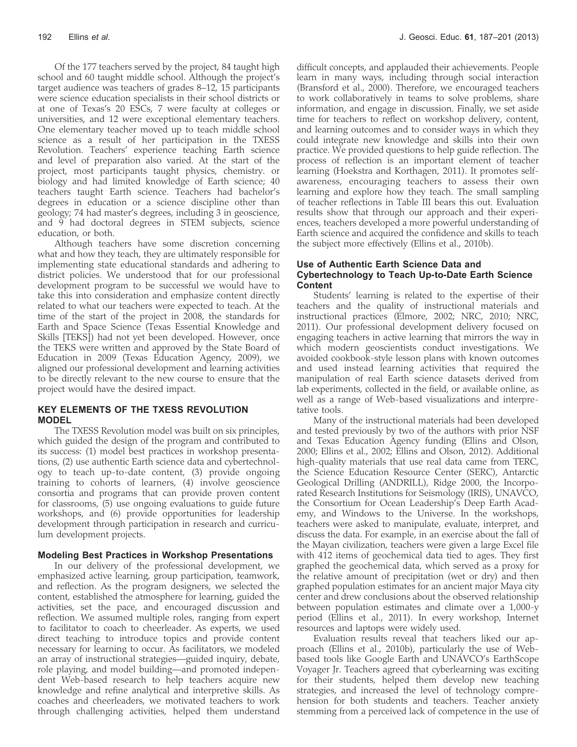Of the 177 teachers served by the project, 84 taught high school and 60 taught middle school. Although the project's target audience was teachers of grades 8–12, 15 participants were science education specialists in their school districts or at one of Texas's 20 ESCs, 7 were faculty at colleges or universities, and 12 were exceptional elementary teachers. One elementary teacher moved up to teach middle school science as a result of her participation in the TXESS Revolution. Teachers' experience teaching Earth science and level of preparation also varied. At the start of the project, most participants taught physics, chemistry. or biology and had limited knowledge of Earth science; 40 teachers taught Earth science. Teachers had bachelor's degrees in education or a science discipline other than geology; 74 had master's degrees, including 3 in geoscience, and 9 had doctoral degrees in STEM subjects, science education, or both.

Although teachers have some discretion concerning what and how they teach, they are ultimately responsible for implementing state educational standards and adhering to district policies. We understood that for our professional development program to be successful we would have to take this into consideration and emphasize content directly related to what our teachers were expected to teach. At the time of the start of the project in 2008, the standards for Earth and Space Science (Texas Essential Knowledge and Skills [TEKS]) had not yet been developed. However, once the TEKS were written and approved by the State Board of Education in 2009 (Texas Education Agency, 2009), we aligned our professional development and learning activities to be directly relevant to the new course to ensure that the project would have the desired impact.

## KEY ELEMENTS OF THE TXESS REVOLUTION MODEL

The TXESS Revolution model was built on six principles, which guided the design of the program and contributed to its success: (1) model best practices in workshop presentations, (2) use authentic Earth science data and cybertechnology to teach up-to-date content, (3) provide ongoing training to cohorts of learners, (4) involve geoscience consortia and programs that can provide proven content for classrooms, (5) use ongoing evaluations to guide future workshops, and (6) provide opportunities for leadership development through participation in research and curriculum development projects.

### Modeling Best Practices in Workshop Presentations

In our delivery of the professional development, we emphasized active learning, group participation, teamwork, and reflection. As the program designers, we selected the content, established the atmosphere for learning, guided the activities, set the pace, and encouraged discussion and reflection. We assumed multiple roles, ranging from expert to facilitator to coach to cheerleader. As experts, we used direct teaching to introduce topics and provide content necessary for learning to occur. As facilitators, we modeled an array of instructional strategies—guided inquiry, debate, role playing, and model building—and promoted independent Web-based research to help teachers acquire new knowledge and refine analytical and interpretive skills. As coaches and cheerleaders, we motivated teachers to work through challenging activities, helped them understand difficult concepts, and applauded their achievements. People learn in many ways, including through social interaction (Bransford et al., 2000). Therefore, we encouraged teachers to work collaboratively in teams to solve problems, share information, and engage in discussion. Finally, we set aside time for teachers to reflect on workshop delivery, content, and learning outcomes and to consider ways in which they could integrate new knowledge and skills into their own practice. We provided questions to help guide reflection. The process of reflection is an important element of teacher learning (Hoekstra and Korthagen, 2011). It promotes self-awareness, encouraging teachers to assess their own learning and explore how they teach. The small sampling of teacher reflections in Table III bears this out. Evaluation results show that through our approach and their experiences, teachers developed a more powerful understanding of Earth science and acquired the confidence and skills to teach the subject more effectively (Ellins et al., 2010b).

### Use of Authentic Earth Science Data and Cybertechnology to Teach Up-to-Date Earth Science Content

Students' learning is related to the expertise of their teachers and the quality of instructional materials and instructional practices (Elmore, 2002; NRC, 2010; NRC, 2011). Our professional development delivery focused on engaging teachers in active learning that mirrors the way in which modern geoscientists conduct investigations. We avoided cookbook-style lesson plans with known outcomes and used instead learning activities that required the manipulation of real Earth science datasets derived from lab experiments, collected in the field, or available online, as well as a range of Web-based visualizations and interpretative tools.

Many of the instructional materials had been developed and tested previously by two of the authors with prior NSF and Texas Education Agency funding (Ellins and Olson, 2000; Ellins et al., 2002; Ellins and Olson, 2012). Additional high-quality materials that use real data came from TERC, the Science Education Resource Center (SERC), Antarctic Geological Drilling (ANDRILL), Ridge 2000, the Incorporated Research Institutions for Seismology (IRIS), UNAVCO, the Consortium for Ocean Leadership's Deep Earth Academy, and Windows to the Universe. In the workshops, teachers were asked to manipulate, evaluate, interpret, and discuss the data. For example, in an exercise about the fall of the Mayan civilization, teachers were given a large Excel file with 412 items of geochemical data tied to ages. They first graphed the geochemical data, which served as a proxy for the relative amount of precipitation (wet or dry) and then graphed population estimates for an ancient major Maya city center and drew conclusions about the observed relationship between population estimates and climate over a 1,000-y period (Ellins et al., 2011). In every workshop, Internet resources and laptops were widely used.

Evaluation results reveal that teachers liked our approach (Ellins et al., 2010b), particularly the use of Web-based tools like Google Earth and UNAVCO's EarthScope Voyager Jr. Teachers agreed that cyberlearning was exciting for their students, helped them develop new teaching strategies, and increased the level of technology comprehension for both students and teachers. Teacher anxiety stemming from a perceived lack of competence in the use of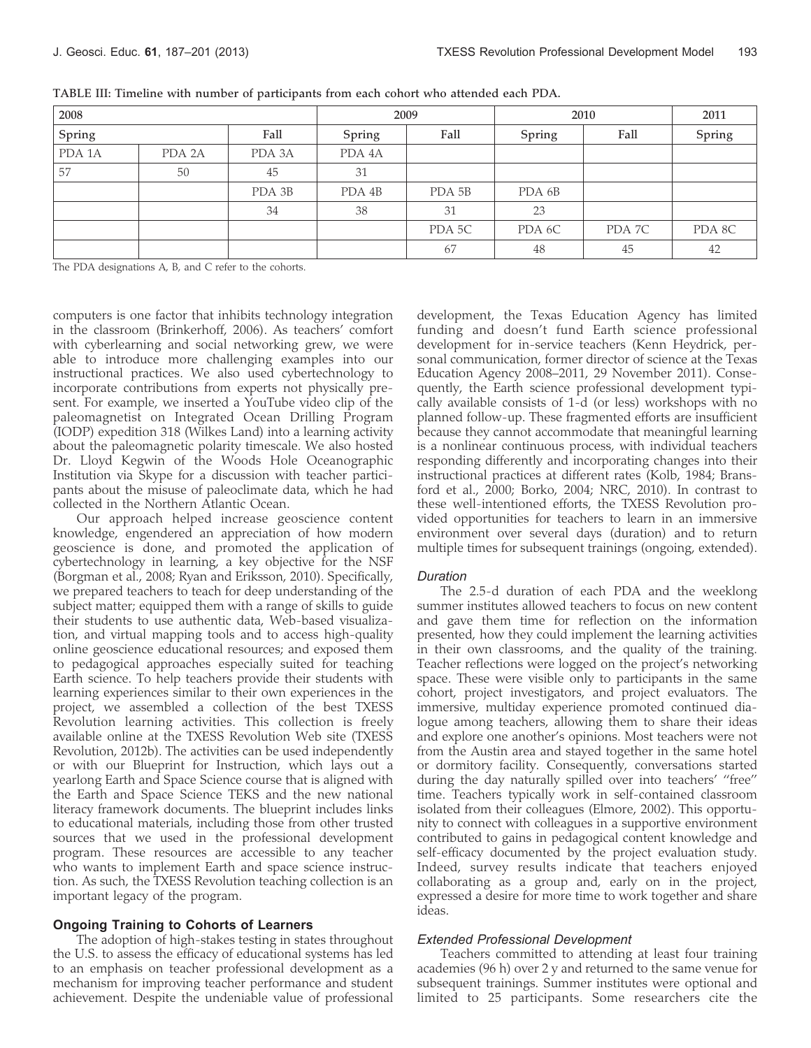TABLE III: Timeline with number of participants from each cohort who attended each PDA.

| 2008 | | | 2009 | | 2010 | | 2011 |
|---|---|---|---|---|---|---|---|
| Spring | | Fall | Spring | Fall | Spring | Fall | Spring |
| PDA 1A | PDA 2A | PDA 3A | PDA 4A | | | | |
| 57 | 50 | 45 | 31 | | | | |
| | | PDA 3B | PDA 4B | PDA 5B | PDA 6B | | |
| | | 34 | 38 | 31 | 23 | | |
| | | | | PDA 5C | PDA 6C | PDA 7C | PDA 8C |
| | | | | 67 | 48 | 45 | 42 |

The PDA designations A, B, and C refer to the cohorts.

computers is one factor that inhibits technology integration in the classroom (Brinkerhoff, 2006). As teachers' comfort with cyberlearning and social networking grew, we were able to introduce more challenging examples into our instructional practices. We also used cybertechnology to incorporate contributions from experts not physically present. For example, we inserted a YouTube video clip of the paleomagnetist on Integrated Ocean Drilling Program (IODP) expedition 318 (Wilkes Land) into a learning activity about the paleomagnetic polarity timescale. We also hosted Dr. Lloyd Kegwin of the Woods Hole Oceanographic Institution via Skype for a discussion with teacher participants about the misuse of paleoclimate data, which he had collected in the Northern Atlantic Ocean.

Our approach helped increase geoscience content knowledge, engendered an appreciation of how modern geoscience is done, and promoted the application of cybertechnology in learning, a key objective for the NSF (Borgman et al., 2008; Ryan and Eriksson, 2010). Specifically, we prepared teachers to teach for deep understanding of the subject matter; equipped them with a range of skills to guide their students to use authentic data, Web-based visualization, and virtual mapping tools and to access high-quality online geoscience educational resources; and exposed them to pedagogical approaches especially suited for teaching Earth science. To help teachers provide their students with learning experiences similar to their own experiences in the project, we assembled a collection of the best TXESS Revolution learning activities. This collection is freely available online at the TXESS Revolution Web site (TXESS Revolution, 2012b). The activities can be used independently or with our Blueprint for Instruction, which lays out a yearlong Earth and Space Science course that is aligned with the Earth and Space Science TEKS and the new national literacy framework documents. The blueprint includes links to educational materials, including those from other trusted sources that we used in the professional development program. These resources are accessible to any teacher who wants to implement Earth and space science instruction. As such, the TXESS Revolution teaching collection is an important legacy of the program.

## Ongoing Training to Cohorts of Learners

The adoption of high-stakes testing in states throughout the U.S. to assess the efficacy of educational systems has led to an emphasis on teacher professional development as a mechanism for improving teacher performance and student achievement. Despite the undeniable value of professional development, the Texas Education Agency has limited funding and doesn't fund Earth science professional development for in-service teachers (Kenn Heydrick, personal communication, former director of science at the Texas Education Agency 2008–2011, 29 November 2011). Consequently, the Earth science professional development typically available consists of 1-d (or less) workshops with no planned follow-up. These fragmented efforts are insufficient because they cannot accommodate that meaningful learning is a nonlinear continuous process, with individual teachers responding differently and incorporating changes into their instructional practices at different rates (Kolb, 1984; Bransford et al., 2000; Borko, 2004; NRC, 2010). In contrast to these well-intentioned efforts, the TXESS Revolution provided opportunities for teachers to learn in an immersive environment over several days (duration) and to return multiple times for subsequent trainings (ongoing, extended).

### *Duration*

The 2.5-d duration of each PDA and the weeklong summer institutes allowed teachers to focus on new content and gave them time for reflection on the information presented, how they could implement the learning activities in their own classrooms, and the quality of the training. Teacher reflections were logged on the project's networking space. These were visible only to participants in the same cohort, project investigators, and project evaluators. The immersive, multiday experience promoted continued dialogue among teachers, allowing them to share their ideas and explore one another's opinions. Most teachers were not from the Austin area and stayed together in the same hotel or dormitory facility. Consequently, conversations started during the day naturally spilled over into teachers' "free" time. Teachers typically work in self-contained classroom isolated from their colleagues (Elmore, 2002). This opportunity to connect with colleagues in a supportive environment contributed to gains in pedagogical content knowledge and self-efficacy documented by the project evaluation study. Indeed, survey results indicate that teachers enjoyed collaborating as a group and, early on in the project, expressed a desire for more time to work together and share ideas.

### *Extended Professional Development*

Teachers committed to attending at least four training academies (96 h) over 2 y and returned to the same venue for subsequent trainings. Summer institutes were optional and limited to 25 participants. Some researchers cite the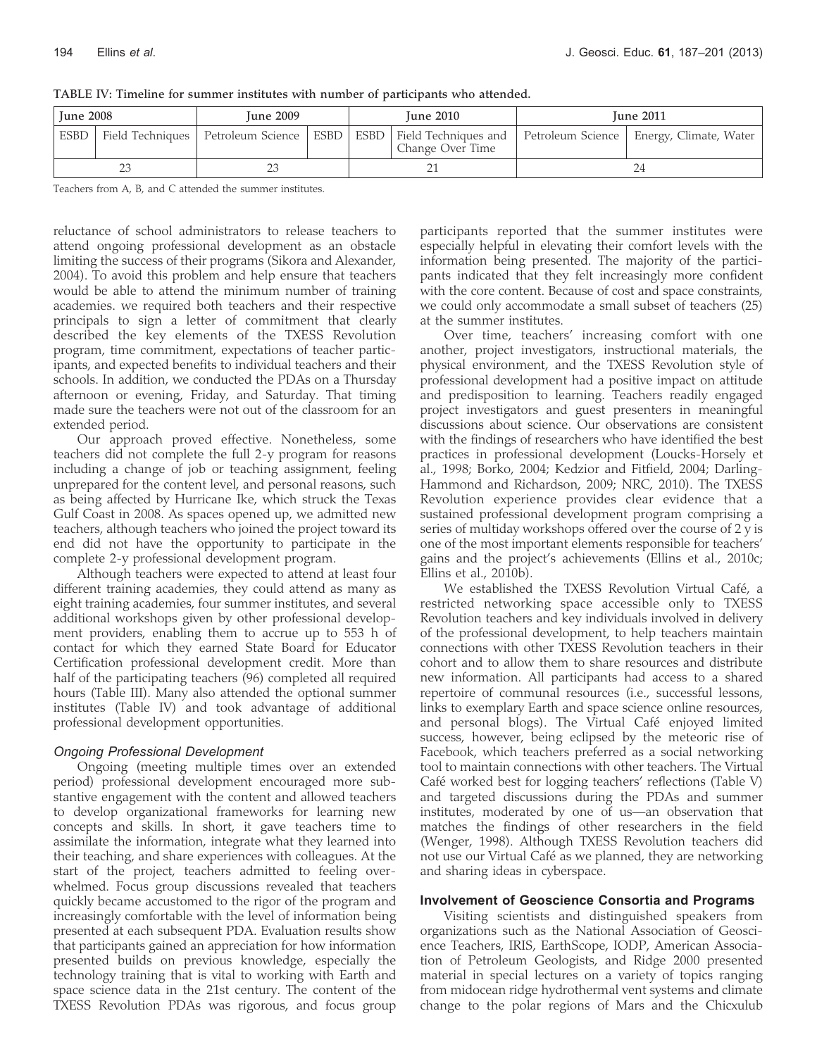TABLE IV: Timeline for summer institutes with number of participants who attended.

| June 2008 | | June 2009 | | June 2010 | | June 2011 | |
|---|---|---|---|---|---|---|---|
| ESBD | Field Techniques | Petroleum Science | ESBD | ESBD | Field Techniques and Change Over Time | Petroleum Science | Energy, Climate, Water |
| 23 | | 23 | | 21 | | 24 | |

Teachers from A, B, and C attended the summer institutes.

reluctance of school administrators to release teachers to attend ongoing professional development as an obstacle limiting the success of their programs (Sikora and Alexander, 2004). To avoid this problem and help ensure that teachers would be able to attend the minimum number of training academies. we required both teachers and their respective principals to sign a letter of commitment that clearly described the key elements of the TXESS Revolution program, time commitment, expectations of teacher participants, and expected benefits to individual teachers and their schools. In addition, we conducted the PDAs on a Thursday afternoon or evening, Friday, and Saturday. That timing made sure the teachers were not out of the classroom for an extended period.

Our approach proved effective. Nonetheless, some teachers did not complete the full 2-y program for reasons including a change of job or teaching assignment, feeling unprepared for the content level, and personal reasons, such as being affected by Hurricane Ike, which struck the Texas Gulf Coast in 2008. As spaces opened up, we admitted new teachers, although teachers who joined the project toward its end did not have the opportunity to participate in the complete 2-y professional development program.

Although teachers were expected to attend at least four different training academies, they could attend as many as eight training academies, four summer institutes, and several additional workshops given by other professional development providers, enabling them to accrue up to 553 h of contact for which they earned State Board for Educator Certification professional development credit. More than half of the participating teachers (96) completed all required hours (Table III). Many also attended the optional summer institutes (Table IV) and took advantage of additional professional development opportunities.

### *Ongoing Professional Development*

Ongoing (meeting multiple times over an extended period) professional development encouraged more substantive engagement with the content and allowed teachers to develop organizational frameworks for learning new concepts and skills. In short, it gave teachers time to assimilate the information, integrate what they learned into their teaching, and share experiences with colleagues. At the start of the project, teachers admitted to feeling overwhelmed. Focus group discussions revealed that teachers quickly became accustomed to the rigor of the program and increasingly comfortable with the level of information being presented at each subsequent PDA. Evaluation results show that participants gained an appreciation for how information presented builds on previous knowledge, especially the technology training that is vital to working with Earth and space science data in the 21st century. The content of the TXESS Revolution PDAs was rigorous, and focus group participants reported that the summer institutes were especially helpful in elevating their comfort levels with the information being presented. The majority of the participants indicated that they felt increasingly more confident with the core content. Because of cost and space constraints, we could only accommodate a small subset of teachers (25) at the summer institutes.

Over time, teachers' increasing comfort with one another, project investigators, instructional materials, the physical environment, and the TXESS Revolution style of professional development had a positive impact on attitude and predisposition to learning. Teachers readily engaged project investigators and guest presenters in meaningful discussions about science. Our observations are consistent with the findings of researchers who have identified the best practices in professional development (Loucks-Horsely et al., 1998; Borko, 2004; Kedzior and Fitfield, 2004; Darling-Hammond and Richardson, 2009; NRC, 2010). The TXESS Revolution experience provides clear evidence that a sustained professional development program comprising a series of multiday workshops offered over the course of 2 y is one of the most important elements responsible for teachers' gains and the project's achievements (Ellins et al., 2010c; Ellins et al., 2010b).

We established the TXESS Revolution Virtual Café, a restricted networking space accessible only to TXESS Revolution teachers and key individuals involved in delivery of the professional development, to help teachers maintain connections with other TXESS Revolution teachers in their cohort and to allow them to share resources and distribute new information. All participants had access to a shared repertoire of communal resources (i.e., successful lessons, links to exemplary Earth and space science online resources, and personal blogs). The Virtual Café enjoyed limited success, however, being eclipsed by the meteoric rise of Facebook, which teachers preferred as a social networking tool to maintain connections with other teachers. The Virtual Café worked best for logging teachers' reflections (Table V) and targeted discussions during the PDAs and summer institutes, moderated by one of us—an observation that matches the findings of other researchers in the field (Wenger, 1998). Although TXESS Revolution teachers did not use our Virtual Café as we planned, they are networking and sharing ideas in cyberspace.

## Involvement of Geoscience Consortia and Programs

Visiting scientists and distinguished speakers from organizations such as the National Association of Geoscience Teachers, IRIS, EarthScope, IODP, American Association of Petroleum Geologists, and Ridge 2000 presented material in special lectures on a variety of topics ranging from midocean ridge hydrothermal vent systems and climate change to the polar regions of Mars and the Chicxulub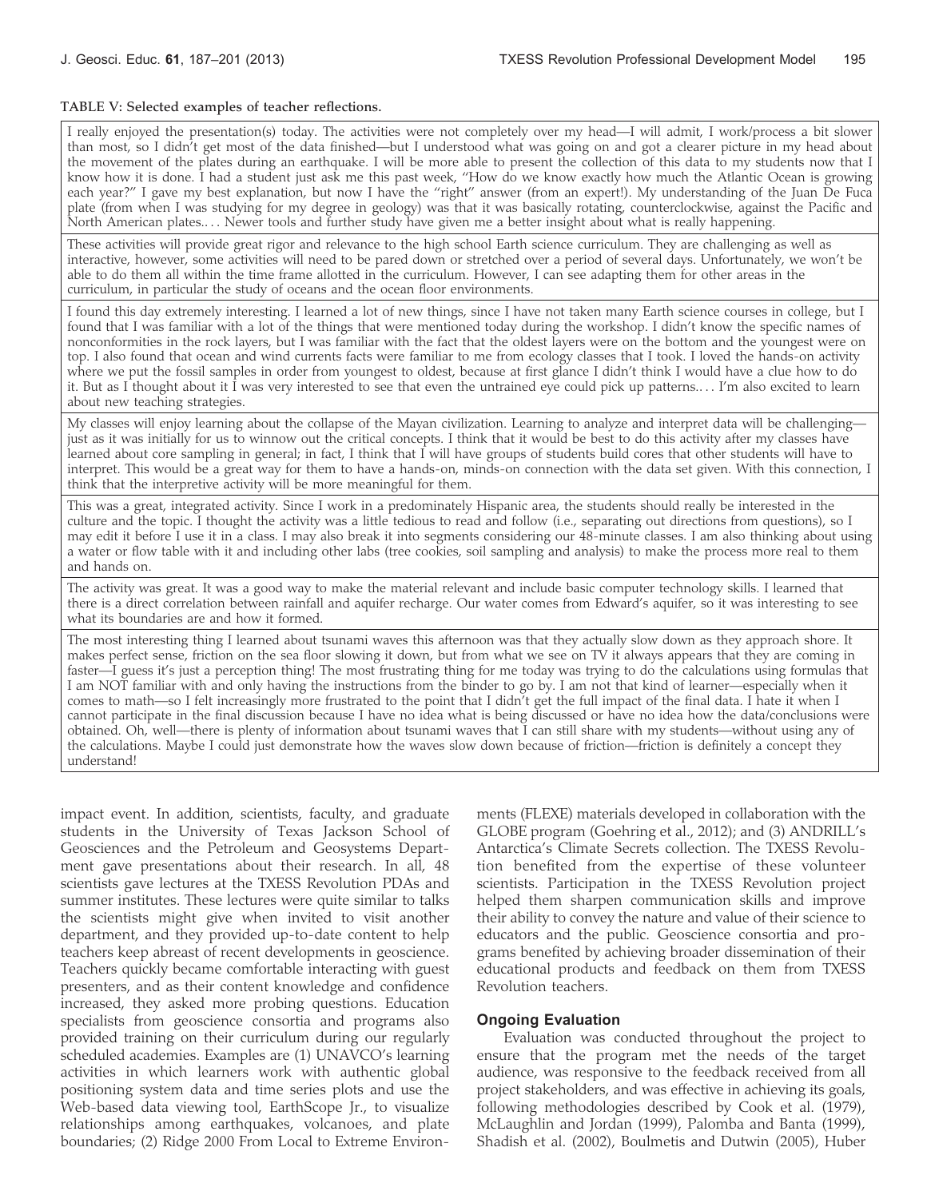**TABLE V: Selected examples of teacher reflections.**

| |
|---|
| I really enjoyed the presentation(s) today. The activities were not completely over my head—I will admit, I work/process a bit slower than most, so I didn't get most of the data finished—but I understood what was going on and got a clearer picture in my head about the movement of the plates during an earthquake. I will be more able to present the collection of this data to my students now that I know how it is done. I had a student just ask me this past week, "How do we know exactly how much the Atlantic Ocean is growing each year?" I gave my best explanation, but now I have the "right" answer (from an expert!). My understanding of the Juan De Fuca plate (from when I was studying for my degree in geology) was that it was basically rotating, counterclockwise, against the Pacific and North American plates.... Newer tools and further study have given me a better insight about what is really happening. |
| These activities will provide great rigor and relevance to the high school Earth science curriculum. They are challenging as well as interactive, however, some activities will need to be pared down or stretched over a period of several days. Unfortunately, we won't be able to do them all within the time frame allotted in the curriculum. However, I can see adapting them for other areas in the curriculum, in particular the study of oceans and the ocean floor environments. |
| I found this day extremely interesting. I learned a lot of new things, since I have not taken many Earth science courses in college, but I found that I was familiar with a lot of the things that were mentioned today during the workshop. I didn't know the specific names of nonconformities in the rock layers, but I was familiar with the fact that the oldest layers were on the bottom and the youngest were on top. I also found that ocean and wind currents facts were familiar to me from ecology classes that I took. I loved the hands-on activity where we put the fossil samples in order from youngest to oldest, because at first glance I didn't think I would have a clue how to do it. But as I thought about it I was very interested to see that even the untrained eye could pick up patterns.... I'm also excited to learn about new teaching strategies. |
| My classes will enjoy learning about the collapse of the Mayan civilization. Learning to analyze and interpret data will be challenging—just as it was initially for us to winnow out the critical concepts. I think that it would be best to do this activity after my classes have learned about core sampling in general; in fact, I think that I will have groups of students build cores that other students will have to interpret. This would be a great way for them to have a hands-on, minds-on connection with the data set given. With this connection, I think that the interpretive activity will be more meaningful for them. |
| This was a great, integrated activity. Since I work in a predominately Hispanic area, the students should really be interested in the culture and the topic. I thought the activity was a little tedious to read and follow (i.e., separating out directions from questions), so I may edit it before I use it in a class. I may also break it into segments considering our 48-minute classes. I am also thinking about using a water or flow table with it and including other labs (tree cookies, soil sampling and analysis) to make the process more real to them and hands on. |
| The activity was great. It was a good way to make the material relevant and include basic computer technology skills. I learned that there is a direct correlation between rainfall and aquifer recharge. Our water comes from Edward's aquifer, so it was interesting to see what its boundaries are and how it formed. |
| The most interesting thing I learned about tsunami waves this afternoon was that they actually slow down as they approach shore. It makes perfect sense, friction on the sea floor slowing it down, but from what we see on TV it always appears that they are coming in faster—I guess it's just a perception thing! The most frustrating thing for me today was trying to do the calculations using formulas that I am NOT familiar with and only having the instructions from the binder to go by. I am not that kind of learner—especially when it comes to math—so I felt increasingly more frustrated to the point that I didn't get the full impact of the final data. I hate it when I cannot participate in the final discussion because I have no idea what is being discussed or have no idea how the data/conclusions were obtained. Oh, well—there is plenty of information about tsunami waves that I can still share with my students—without using any of the calculations. Maybe I could just demonstrate how the waves slow down because of friction—friction is definitely a concept they understand! |

impact event. In addition, scientists, faculty, and graduate students in the University of Texas Jackson School of Geosciences and the Petroleum and Geosystems Department gave presentations about their research. In all, 48 scientists gave lectures at the TXESS Revolution PDAs and summer institutes. These lectures were quite similar to talks the scientists might give when invited to visit another department, and they provided up-to-date content to help teachers keep abreast of recent developments in geoscience. Teachers quickly became comfortable interacting with guest presenters, and as their content knowledge and confidence increased, they asked more probing questions. Education specialists from geoscience consortia and programs also provided training on their curriculum during our regularly scheduled academies. Examples are (1) UNAVCO's learning activities in which learners work with authentic global positioning system data and time series plots and use the Web-based data viewing tool, EarthScope Jr., to visualize relationships among earthquakes, volcanoes, and plate boundaries; (2) Ridge 2000 From Local to Extreme Environments (FLEXE) materials developed in collaboration with the GLOBE program (Goehring et al., 2012); and (3) ANDRILL's Antarctica's Climate Secrets collection. The TXESS Revolution benefited from the expertise of these volunteer scientists. Participation in the TXESS Revolution project helped them sharpen communication skills and improve their ability to convey the nature and value of their science to educators and the public. Geoscience consortia and programs benefited by achieving broader dissemination of their educational products and feedback on them from TXESS Revolution teachers.

### Ongoing Evaluation

Evaluation was conducted throughout the project to ensure that the program met the needs of the target audience, was responsive to the feedback received from all project stakeholders, and was effective in achieving its goals, following methodologies described by Cook et al. (1979), McLaughlin and Jordan (1999), Palomba and Banta (1999), Shadish et al. (2002), Boulmetis and Dutwin (2005), Huber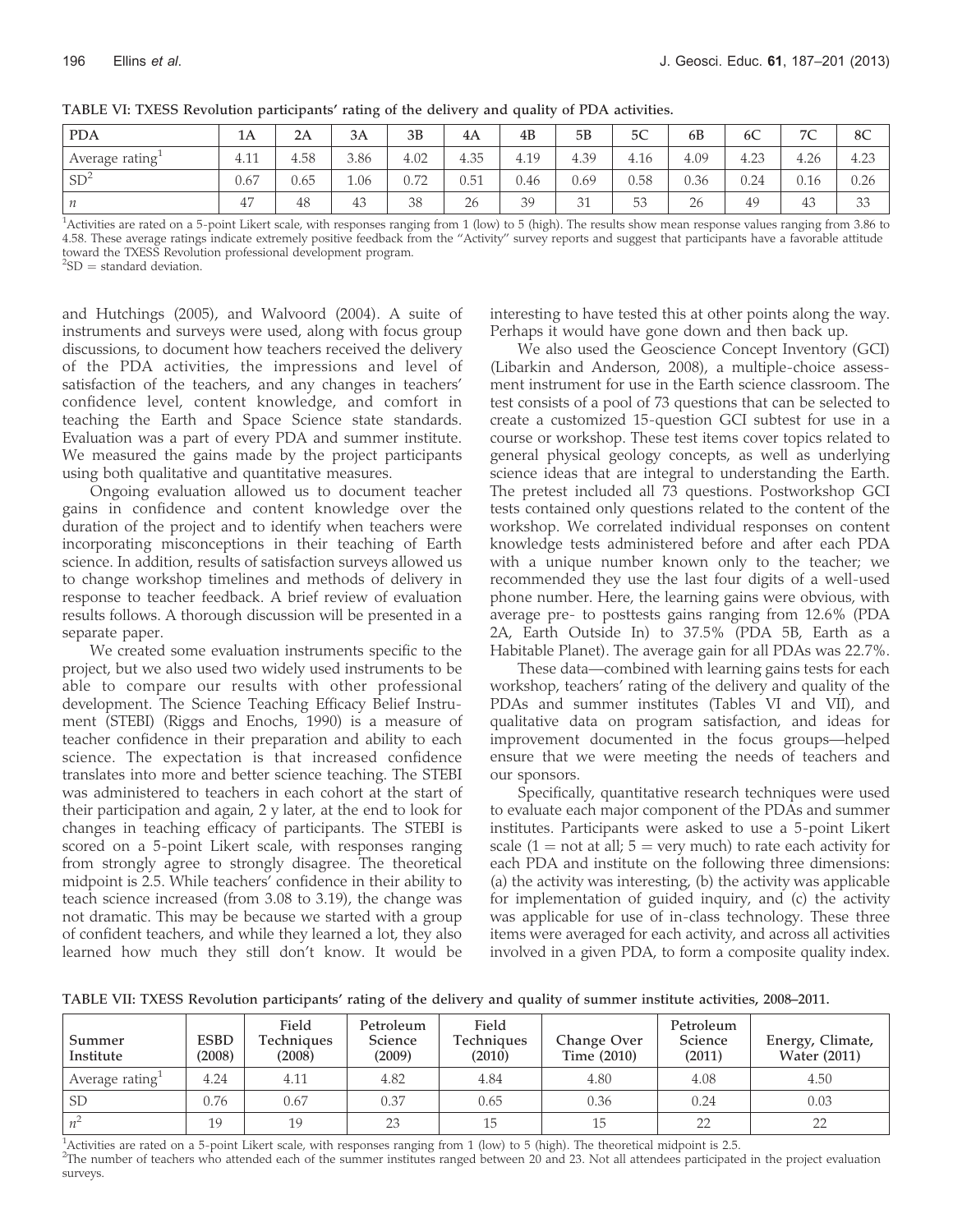TABLE VI: TXESS Revolution participants' rating of the delivery and quality of PDA activities.

| PDA | 1A | 2A | 3A | 3B | 4A | 4B | 5B | 5C | 6B | 6C | 7C | 8C |
|---|---|---|---|---|---|---|---|---|---|---|---|---|
| Average rating[1] | 4.11 | 4.58 | 3.86 | 4.02 | 4.35 | 4.19 | 4.39 | 4.16 | 4.09 | 4.23 | 4.26 | 4.23 |
| SD[2] | 0.67 | 0.65 | 1.06 | 0.72 | 0.51 | 0.46 | 0.69 | 0.58 | 0.36 | 0.24 | 0.16 | 0.26 |
| *n* | 47 | 48 | 43 | 38 | 26 | 39 | 31 | 53 | 26 | 49 | 43 | 33 |

[1]Activities are rated on a 5-point Likert scale, with responses ranging from 1 (low) to 5 (high). The results show mean response values ranging from 3.86 to 4.58. These average ratings indicate extremely positive feedback from the "Activity" survey reports and suggest that participants have a favorable attitude toward the TXESS Revolution professional development program.
[2]SD = standard deviation.

and Hutchings (2005), and Walvoord (2004). A suite of instruments and surveys were used, along with focus group discussions, to document how teachers received the delivery of the PDA activities, the impressions and level of satisfaction of the teachers, and any changes in teachers' confidence level, content knowledge, and comfort in teaching the Earth and Space Science state standards. Evaluation was a part of every PDA and summer institute. We measured the gains made by the project participants using both qualitative and quantitative measures.

Ongoing evaluation allowed us to document teacher gains in confidence and content knowledge over the duration of the project and to identify when teachers were incorporating misconceptions in their teaching of Earth science. In addition, results of satisfaction surveys allowed us to change workshop timelines and methods of delivery in response to teacher feedback. A brief review of evaluation results follows. A thorough discussion will be presented in a separate paper.

We created some evaluation instruments specific to the project, but we also used two widely used instruments to be able to compare our results with other professional development. The Science Teaching Efficacy Belief Instrument (STEBI) (Riggs and Enochs, 1990) is a measure of teacher confidence in their preparation and ability to each science. The expectation is that increased confidence translates into more and better science teaching. The STEBI was administered to teachers in each cohort at the start of their participation and again, 2 y later, at the end to look for changes in teaching efficacy of participants. The STEBI is scored on a 5-point Likert scale, with responses ranging from strongly agree to strongly disagree. The theoretical midpoint is 2.5. While teachers' confidence in their ability to teach science increased (from 3.08 to 3.19), the change was not dramatic. This may be because we started with a group of confident teachers, and while they learned a lot, they also learned how much they still don't know. It would be interesting to have tested this at other points along the way. Perhaps it would have gone down and then back up.

We also used the Geoscience Concept Inventory (GCI) (Libarkin and Anderson, 2008), a multiple-choice assessment instrument for use in the Earth science classroom. The test consists of a pool of 73 questions that can be selected to create a customized 15-question GCI subtest for use in a course or workshop. These test items cover topics related to general physical geology concepts, as well as underlying science ideas that are integral to understanding the Earth. The pretest included all 73 questions. Postworkshop GCI tests contained only questions related to the content of the workshop. We correlated individual responses on content knowledge tests administered before and after each PDA with a unique number known only to the teacher; we recommended they use the last four digits of a well-used phone number. Here, the learning gains were obvious, with average pre- to posttests gains ranging from 12.6% (PDA 2A, Earth Outside In) to 37.5% (PDA 5B, Earth as a Habitable Planet). The average gain for all PDAs was 22.7%.

These data—combined with learning gains tests for each workshop, teachers' rating of the delivery and quality of the PDAs and summer institutes (Tables VI and VII), and qualitative data on program satisfaction, and ideas for improvement documented in the focus groups—helped ensure that we were meeting the needs of teachers and our sponsors.

Specifically, quantitative research techniques were used to evaluate each major component of the PDAs and summer institutes. Participants were asked to use a 5-point Likert scale (1 = not at all; 5 = very much) to rate each activity for each PDA and institute on the following three dimensions: (a) the activity was interesting, (b) the activity was applicable for implementation of guided inquiry, and (c) the activity was applicable for use of in-class technology. These three items were averaged for each activity, and across all activities involved in a given PDA, to form a composite quality index.

TABLE VII: TXESS Revolution participants' rating of the delivery and quality of summer institute activities, 2008–2011.

| Summer Institute | ESBD (2008) | Field Techniques (2008) | Petroleum Science (2009) | Field Techniques (2010) | Change Over Time (2010) | Petroleum Science (2011) | Energy, Climate, Water (2011) |
|---|---|---|---|---|---|---|---|
| Average rating[1] | 4.24 | 4.11 | 4.82 | 4.84 | 4.80 | 4.08 | 4.50 |
| SD | 0.76 | 0.67 | 0.37 | 0.65 | 0.36 | 0.24 | 0.03 |
| *n*[2] | 19 | 19 | 23 | 15 | 15 | 22 | 22 |

[1]Activities are rated on a 5-point Likert scale, with responses ranging from 1 (low) to 5 (high). The theoretical midpoint is 2.5.
[2]The number of teachers who attended each of the summer institutes ranged between 20 and 23. Not all attendees participated in the project evaluation surveys.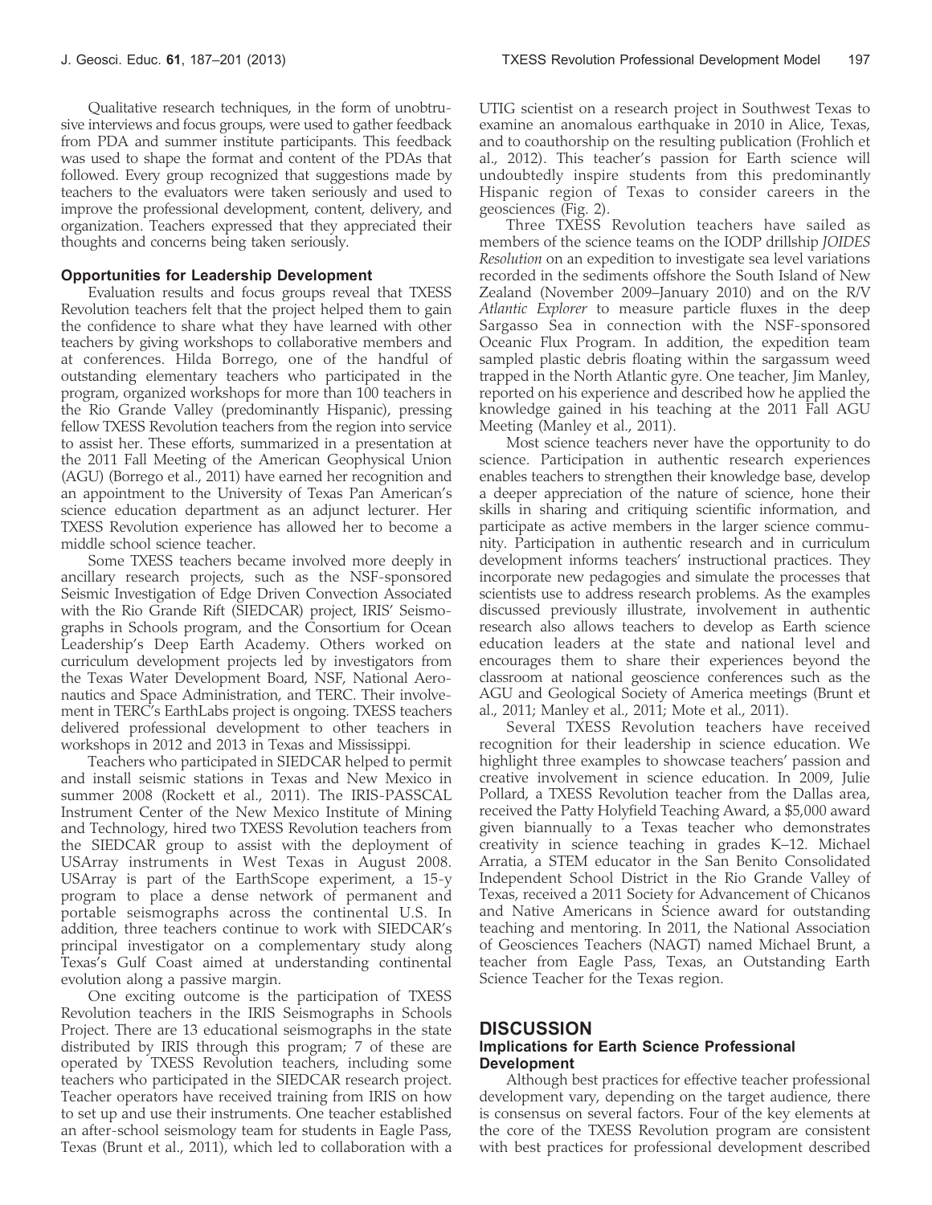Qualitative research techniques, in the form of unobtrusive interviews and focus groups, were used to gather feedback from PDA and summer institute participants. This feedback was used to shape the format and content of the PDAs that followed. Every group recognized that suggestions made by teachers to the evaluators were taken seriously and used to improve the professional development, content, delivery, and organization. Teachers expressed that they appreciated their thoughts and concerns being taken seriously.

### Opportunities for Leadership Development

Evaluation results and focus groups reveal that TXESS Revolution teachers felt that the project helped them to gain the confidence to share what they have learned with other teachers by giving workshops to collaborative members and at conferences. Hilda Borrego, one of the handful of outstanding elementary teachers who participated in the program, organized workshops for more than 100 teachers in the Rio Grande Valley (predominantly Hispanic), pressing fellow TXESS Revolution teachers from the region into service to assist her. These efforts, summarized in a presentation at the 2011 Fall Meeting of the American Geophysical Union (AGU) (Borrego et al., 2011) have earned her recognition and an appointment to the University of Texas Pan American's science education department as an adjunct lecturer. Her TXESS Revolution experience has allowed her to become a middle school science teacher.

Some TXESS teachers became involved more deeply in ancillary research projects, such as the NSF-sponsored Seismic Investigation of Edge Driven Convection Associated with the Rio Grande Rift (SIEDCAR) project, IRIS' Seismographs in Schools program, and the Consortium for Ocean Leadership's Deep Earth Academy. Others worked on curriculum development projects led by investigators from the Texas Water Development Board, NSF, National Aeronautics and Space Administration, and TERC. Their involvement in TERC's EarthLabs project is ongoing. TXESS teachers delivered professional development to other teachers in workshops in 2012 and 2013 in Texas and Mississippi.

Teachers who participated in SIEDCAR helped to permit and install seismic stations in Texas and New Mexico in summer 2008 (Rockett et al., 2011). The IRIS-PASSCAL Instrument Center of the New Mexico Institute of Mining and Technology, hired two TXESS Revolution teachers from the SIEDCAR group to assist with the deployment of USArray instruments in West Texas in August 2008. USArray is part of the EarthScope experiment, a 15-y program to place a dense network of permanent and portable seismographs across the continental U.S. In addition, three teachers continue to work with SIEDCAR's principal investigator on a complementary study along Texas's Gulf Coast aimed at understanding continental evolution along a passive margin.

One exciting outcome is the participation of TXESS Revolution teachers in the IRIS Seismographs in Schools Project. There are 13 educational seismographs in the state distributed by IRIS through this program; 7 of these are operated by TXESS Revolution teachers, including some teachers who participated in the SIEDCAR research project. Teacher operators have received training from IRIS on how to set up and use their instruments. One teacher established an after-school seismology team for students in Eagle Pass, Texas (Brunt et al., 2011), which led to collaboration with a UTIG scientist on a research project in Southwest Texas to examine an anomalous earthquake in 2010 in Alice, Texas, and to coauthorship on the resulting publication (Frohlich et al., 2012). This teacher's passion for Earth science will undoubtedly inspire students from this predominantly Hispanic region of Texas to consider careers in the geosciences (Fig. 2).

Three TXESS Revolution teachers have sailed as members of the science teams on the IODP drillship *JOIDES Resolution* on an expedition to investigate sea level variations recorded in the sediments offshore the South Island of New Zealand (November 2009–January 2010) and on the R/V *Atlantic Explorer* to measure particle fluxes in the deep Sargasso Sea in connection with the NSF-sponsored Oceanic Flux Program. In addition, the expedition team sampled plastic debris floating within the sargassum weed trapped in the North Atlantic gyre. One teacher, Jim Manley, reported on his experience and described how he applied the knowledge gained in his teaching at the 2011 Fall AGU Meeting (Manley et al., 2011).

Most science teachers never have the opportunity to do science. Participation in authentic research experiences enables teachers to strengthen their knowledge base, develop a deeper appreciation of the nature of science, hone their skills in sharing and critiquing scientific information, and participate as active members in the larger science community. Participation in authentic research and in curriculum development informs teachers' instructional practices. They incorporate new pedagogies and simulate the processes that scientists use to address research problems. As the examples discussed previously illustrate, involvement in authentic research also allows teachers to develop as Earth science education leaders at the state and national level and encourages them to share their experiences beyond the classroom at national geoscience conferences such as the AGU and Geological Society of America meetings (Brunt et al., 2011; Manley et al., 2011; Mote et al., 2011).

Several TXESS Revolution teachers have received recognition for their leadership in science education. We highlight three examples to showcase teachers' passion and creative involvement in science education. In 2009, Julie Pollard, a TXESS Revolution teacher from the Dallas area, received the Patty Holyfield Teaching Award, a $5,000 award given biannually to a Texas teacher who demonstrates creativity in science teaching in grades K–12. Michael Arratia, a STEM educator in the San Benito Consolidated Independent School District in the Rio Grande Valley of Texas, received a 2011 Society for Advancement of Chicanos and Native Americans in Science award for outstanding teaching and mentoring. In 2011, the National Association of Geosciences Teachers (NAGT) named Michael Brunt, a teacher from Eagle Pass, Texas, an Outstanding Earth Science Teacher for the Texas region.

## DISCUSSION

### Implications for Earth Science Professional Development

Although best practices for effective teacher professional development vary, depending on the target audience, there is consensus on several factors. Four of the key elements at the core of the TXESS Revolution program are consistent with best practices for professional development described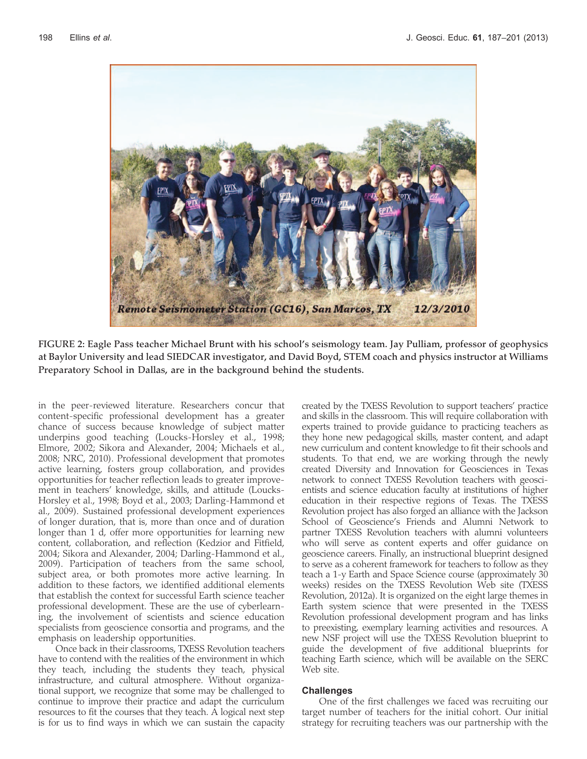Remote Seismometer Station (GC16), San Marcos, TX 12/3/2010

FIGURE 2: Eagle Pass teacher Michael Brunt with his school's seismology team. Jay Pulliam, professor of geophysics at Baylor University and lead SIEDCAR investigator, and David Boyd, STEM coach and physics instructor at Williams Preparatory School in Dallas, are in the background behind the students.

in the peer-reviewed literature. Researchers concur that content-specific professional development has a greater chance of success because knowledge of subject matter underpins good teaching (Loucks-Horsley et al., 1998; Elmore, 2002; Sikora and Alexander, 2004; Michaels et al., 2008; NRC, 2010). Professional development that promotes active learning, fosters group collaboration, and provides opportunities for teacher reflection leads to greater improvement in teachers' knowledge, skills, and attitude (Loucks-Horsley et al., 1998; Boyd et al., 2003; Darling-Hammond et al., 2009). Sustained professional development experiences of longer duration, that is, more than once and of duration longer than 1 d, offer more opportunities for learning new content, collaboration, and reflection (Kedzior and Fitfield, 2004; Sikora and Alexander, 2004; Darling-Hammond et al., 2009). Participation of teachers from the same school, subject area, or both promotes more active learning. In addition to these factors, we identified additional elements that establish the context for successful Earth science teacher professional development. These are the use of cyberlearning, the involvement of scientists and science education specialists from geoscience consortia and programs, and the emphasis on leadership opportunities.

Once back in their classrooms, TXESS Revolution teachers have to contend with the realities of the environment in which they teach, including the students they teach, physical infrastructure, and cultural atmosphere. Without organizational support, we recognize that some may be challenged to continue to improve their practice and adapt the curriculum resources to fit the courses that they teach. A logical next step is for us to find ways in which we can sustain the capacity created by the TXESS Revolution to support teachers' practice and skills in the classroom. This will require collaboration with experts trained to provide guidance to practicing teachers as they hone new pedagogical skills, master content, and adapt new curriculum and content knowledge to fit their schools and students. To that end, we are working through the newly created Diversity and Innovation for Geosciences in Texas network to connect TXESS Revolution teachers with geoscientists and science education faculty at institutions of higher education in their respective regions of Texas. The TXESS Revolution project has also forged an alliance with the Jackson School of Geoscience's Friends and Alumni Network to partner TXESS Revolution teachers with alumni volunteers who will serve as content experts and offer guidance on geoscience careers. Finally, an instructional blueprint designed to serve as a coherent framework for teachers to follow as they teach a 1-y Earth and Space Science course (approximately 30 weeks) resides on the TXESS Revolution Web site (TXESS Revolution, 2012a). It is organized on the eight large themes in Earth system science that were presented in the TXESS Revolution professional development program and has links to preexisting, exemplary learning activities and resources. A new NSF project will use the TXESS Revolution blueprint to guide the development of five additional blueprints for teaching Earth science, which will be available on the SERC Web site.

### Challenges

One of the first challenges we faced was recruiting our target number of teachers for the initial cohort. Our initial strategy for recruiting teachers was our partnership with the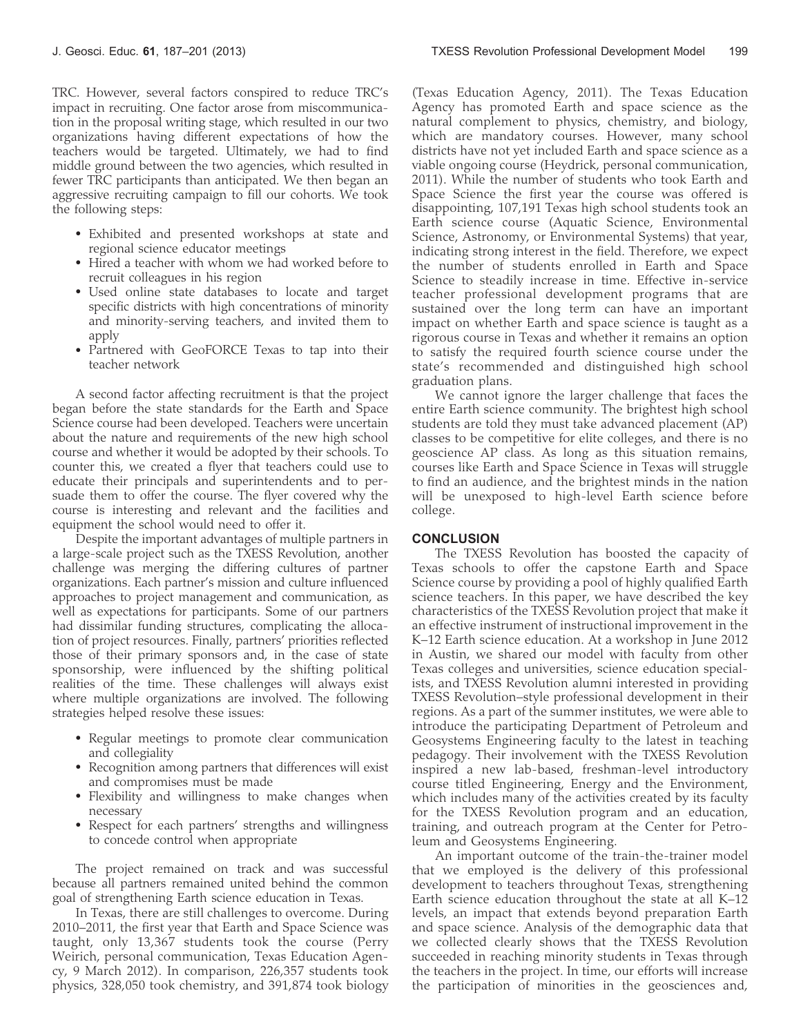TRC. However, several factors conspired to reduce TRC's impact in recruiting. One factor arose from miscommunication in the proposal writing stage, which resulted in our two organizations having different expectations of how the teachers would be targeted. Ultimately, we had to find middle ground between the two agencies, which resulted in fewer TRC participants than anticipated. We then began an aggressive recruiting campaign to fill our cohorts. We took the following steps:

- Exhibited and presented workshops at state and regional science educator meetings
- Hired a teacher with whom we had worked before to recruit colleagues in his region
- Used online state databases to locate and target specific districts with high concentrations of minority and minority-serving teachers, and invited them to apply
- Partnered with GeoFORCE Texas to tap into their teacher network

A second factor affecting recruitment is that the project began before the state standards for the Earth and Space Science course had been developed. Teachers were uncertain about the nature and requirements of the new high school course and whether it would be adopted by their schools. To counter this, we created a flyer that teachers could use to educate their principals and superintendents and to persuade them to offer the course. The flyer covered why the course is interesting and relevant and the facilities and equipment the school would need to offer it.

Despite the important advantages of multiple partners in a large-scale project such as the TXESS Revolution, another challenge was merging the differing cultures of partner organizations. Each partner's mission and culture influenced approaches to project management and communication, as well as expectations for participants. Some of our partners had dissimilar funding structures, complicating the allocation of project resources. Finally, partners' priorities reflected those of their primary sponsors and, in the case of state sponsorship, were influenced by the shifting political realities of the time. These challenges will always exist where multiple organizations are involved. The following strategies helped resolve these issues:

- Regular meetings to promote clear communication and collegiality
- Recognition among partners that differences will exist and compromises must be made
- Flexibility and willingness to make changes when necessary
- Respect for each partners' strengths and willingness to concede control when appropriate

The project remained on track and was successful because all partners remained united behind the common goal of strengthening Earth science education in Texas.

In Texas, there are still challenges to overcome. During 2010–2011, the first year that Earth and Space Science was taught, only 13,367 students took the course (Perry Weirich, personal communication, Texas Education Agency, 9 March 2012). In comparison, 226,357 students took physics, 328,050 took chemistry, and 391,874 took biology (Texas Education Agency, 2011). The Texas Education Agency has promoted Earth and space science as the natural complement to physics, chemistry, and biology, which are mandatory courses. However, many school districts have not yet included Earth and space science as a viable ongoing course (Heydrick, personal communication, 2011). While the number of students who took Earth and Space Science the first year the course was offered is disappointing, 107,191 Texas high school students took an Earth science course (Aquatic Science, Environmental Science, Astronomy, or Environmental Systems) that year, indicating strong interest in the field. Therefore, we expect the number of students enrolled in Earth and Space Science to steadily increase in time. Effective in-service teacher professional development programs that are sustained over the long term can have an important impact on whether Earth and space science is taught as a rigorous course in Texas and whether it remains an option to satisfy the required fourth science course under the state's recommended and distinguished high school graduation plans.

We cannot ignore the larger challenge that faces the entire Earth science community. The brightest high school students are told they must take advanced placement (AP) classes to be competitive for elite colleges, and there is no geoscience AP class. As long as this situation remains, courses like Earth and Space Science in Texas will struggle to find an audience, and the brightest minds in the nation will be unexposed to high-level Earth science before college.

## CONCLUSION

The TXESS Revolution has boosted the capacity of Texas schools to offer the capstone Earth and Space Science course by providing a pool of highly qualified Earth science teachers. In this paper, we have described the key characteristics of the TXESS Revolution project that make it an effective instrument of instructional improvement in the K–12 Earth science education. At a workshop in June 2012 in Austin, we shared our model with faculty from other Texas colleges and universities, science education specialists, and TXESS Revolution alumni interested in providing TXESS Revolution–style professional development in their regions. As a part of the summer institutes, we were able to introduce the participating Department of Petroleum and Geosystems Engineering faculty to the latest in teaching pedagogy. Their involvement with the TXESS Revolution inspired a new lab-based, freshman-level introductory course titled Engineering, Energy and the Environment, which includes many of the activities created by its faculty for the TXESS Revolution program and an education, training, and outreach program at the Center for Petroleum and Geosystems Engineering.

An important outcome of the train-the-trainer model that we employed is the delivery of this professional development to teachers throughout Texas, strengthening Earth science education throughout the state at all K–12 levels, an impact that extends beyond preparation Earth and space science. Analysis of the demographic data that we collected clearly shows that the TXESS Revolution succeeded in reaching minority students in Texas through the teachers in the project. In time, our efforts will increase the participation of minorities in the geosciences and,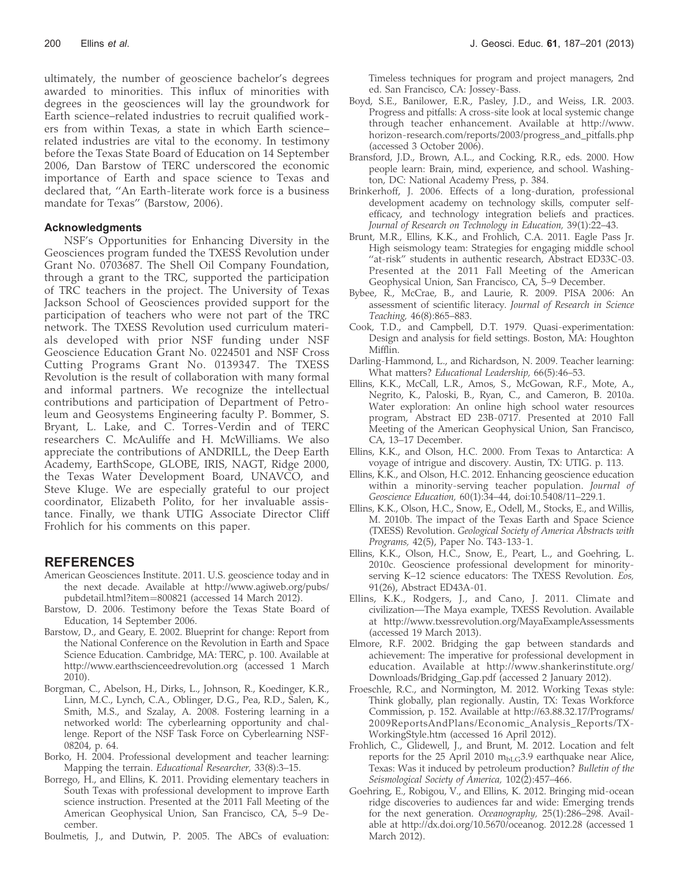ultimately, the number of geoscience bachelor's degrees awarded to minorities. This influx of minorities with degrees in the geosciences will lay the groundwork for Earth science–related industries to recruit qualified workers from within Texas, a state in which Earth science–related industries are vital to the economy. In testimony before the Texas State Board of Education on 14 September 2006, Dan Barstow of TERC underscored the economic importance of Earth and space science to Texas and declared that, "An Earth-literate work force is a business mandate for Texas" (Barstow, 2006).

### Acknowledgments

NSF's Opportunities for Enhancing Diversity in the Geosciences program funded the TXESS Revolution under Grant No. 0703687. The Shell Oil Company Foundation, through a grant to the TRC, supported the participation of TRC teachers in the project. The University of Texas Jackson School of Geosciences provided support for the participation of teachers who were not part of the TRC network. The TXESS Revolution used curriculum materials developed with prior NSF funding under NSF Geoscience Education Grant No. 0224501 and NSF Cross Cutting Programs Grant No. 0139347. The TXESS Revolution is the result of collaboration with many formal and informal partners. We recognize the intellectual contributions and participation of Department of Petroleum and Geosystems Engineering faculty P. Bommer, S. Bryant, L. Lake, and C. Torres-Verdin and of TERC researchers C. McAuliffe and H. McWilliams. We also appreciate the contributions of ANDRILL, the Deep Earth Academy, EarthScope, GLOBE, IRIS, NAGT, Ridge 2000, the Texas Water Development Board, UNAVCO, and Steve Kluge. We are especially grateful to our project coordinator, Elizabeth Polito, for her invaluable assistance. Finally, we thank UTIG Associate Director Cliff Frohlich for his comments on this paper.

## REFERENCES

American Geosciences Institute. 2011. U.S. geoscience today and in the next decade. Available at http://www.agiweb.org/pubs/pubdetail.html?item=800821 (accessed 14 March 2012).

Barstow, D. 2006. Testimony before the Texas State Board of Education, 14 September 2006.

Barstow, D., and Geary, E. 2002. Blueprint for change: Report from the National Conference on the Revolution in Earth and Space Science Education. Cambridge, MA: TERC, p. 100. Available at http://www.earthscienceedrevolution.org (accessed 1 March 2010).

Borgman, C., Abelson, H., Dirks, L., Johnson, R., Koedinger, K.R., Linn, M.C., Lynch, C.A., Oblinger, D.G., Pea, R.D., Salen, K., Smith, M.S., and Szalay, A. 2008. Fostering learning in a networked world: The cyberlearning opportunity and challenge. Report of the NSF Task Force on Cyberlearning NSF-08204, p. 64.

Borko, H. 2004. Professional development and teacher learning: Mapping the terrain. *Educational Researcher,* 33(8):3–15.

Borrego, H., and Ellins, K. 2011. Providing elementary teachers in South Texas with professional development to improve Earth science instruction. Presented at the 2011 Fall Meeting of the American Geophysical Union, San Francisco, CA, 5–9 December.

Boulmetis, J., and Dutwin, P. 2005. The ABCs of evaluation: Timeless techniques for program and project managers, 2nd ed. San Francisco, CA: Jossey-Bass.

Boyd, S.E., Banilower, E.R., Pasley, J.D., and Weiss, I.R. 2003. Progress and pitfalls: A cross-site look at local systemic change through teacher enhancement. Available at http://www.horizon-research.com/reports/2003/progress_and_pitfalls.php (accessed 3 October 2006).

Bransford, J.D., Brown, A.L., and Cocking, R.R., eds. 2000. How people learn: Brain, mind, experience, and school. Washington, DC: National Academy Press, p. 384.

Brinkerhoff, J. 2006. Effects of a long-duration, professional development academy on technology skills, computer self-efficacy, and technology integration beliefs and practices. *Journal of Research on Technology in Education,* 39(1):22–43.

Brunt, M.R., Ellins, K.K., and Frohlich, C.A. 2011. Eagle Pass Jr. High seismology team: Strategies for engaging middle school "at-risk" students in authentic research, Abstract ED33C-03. Presented at the 2011 Fall Meeting of the American Geophysical Union, San Francisco, CA, 5–9 December.

Bybee, R., McCrae, B., and Laurie, R. 2009. PISA 2006: An assessment of scientific literacy. *Journal of Research in Science Teaching,* 46(8):865–883.

Cook, T.D., and Campbell, D.T. 1979. Quasi-experimentation: Design and analysis for field settings. Boston, MA: Houghton Mifflin.

Darling-Hammond, L., and Richardson, N. 2009. Teacher learning: What matters? *Educational Leadership,* 66(5):46–53.

Ellins, K.K., McCall, L.R., Amos, S., McGowan, R.F., Mote, A., Negrito, K., Paloski, B., Ryan, C., and Cameron, B. 2010a. Water exploration: An online high school water resources program, Abstract ED 23B-0717. Presented at 2010 Fall Meeting of the American Geophysical Union, San Francisco, CA, 13–17 December.

Ellins, K.K., and Olson, H.C. 2000. From Texas to Antarctica: A voyage of intrigue and discovery. Austin, TX: UTIG. p. 113.

Ellins, K.K., and Olson, H.C. 2012. Enhancing geoscience education within a minority-serving teacher population. *Journal of Geoscience Education,* 60(1):34–44, doi:10.5408/11–229.1.

Ellins, K.K., Olson, H.C., Snow, E., Odell, M., Stocks, E., and Willis, M. 2010b. The impact of the Texas Earth and Space Science (TXESS) Revolution. *Geological Society of America Abstracts with Programs,* 42(5), Paper No. T43-133-1.

Ellins, K.K., Olson, H.C., Snow, E., Peart, L., and Goehring, L. 2010c. Geoscience professional development for minority-serving K–12 science educators: The TXESS Revolution. *Eos,* 91(26), Abstract ED43A-01.

Ellins, K.K., Rodgers, J., and Cano, J. 2011. Climate and civilization—The Maya example, TXESS Revolution. Available at http://www.txessrevolution.org/MayaExampleAssessments (accessed 19 March 2013).

Elmore, R.F. 2002. Bridging the gap between standards and achievement: The imperative for professional development in education. Available at http://www.shankerinstitute.org/Downloads/Bridging_Gap.pdf (accessed 2 January 2012).

Froeschle, R.C., and Normington, M. 2012. Working Texas style: Think globally, plan regionally. Austin, TX: Texas Workforce Commission, p. 152. Available at http://63.88.32.17/Programs/2009ReportsAndPlans/Economic_Analysis_Reports/TX-WorkingStyle.htm (accessed 16 April 2012).

Frohlich, C., Glidewell, J., and Brunt, M. 2012. Location and felt reports for the 25 April 2010 $m_{bLG}$3.9 earthquake near Alice, Texas: Was it induced by petroleum production? *Bulletin of the Seismological Society of America,* 102(2):457–466.

Goehring, E., Robigou, V., and Ellins, K. 2012. Bringing mid-ocean ridge discoveries to audiences far and wide: Emerging trends for the next generation. *Oceanography,* 25(1):286–298. Available at http://dx.doi.org/10.5670/oceanog. 2012.28 (accessed 1 March 2012).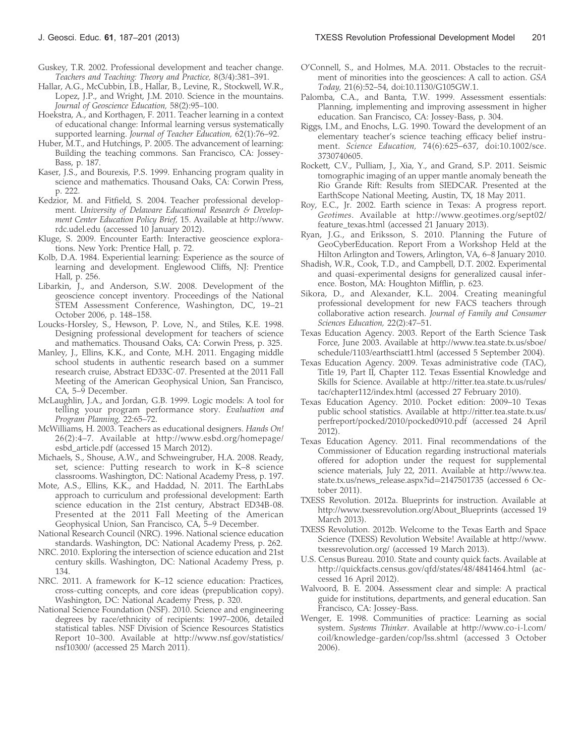Guskey, T.R. 2002. Professional development and teacher change. *Teachers and Teaching: Theory and Practice,* 8(3/4):381–391.

Hallar, A.G., McCubbin, I.B., Hallar, B., Levine, R., Stockwell, W.R., Lopez, J.P., and Wright, J.M. 2010. Science in the mountains. *Journal of Geoscience Education,* 58(2):95–100.

Hoekstra, A., and Korthagen, F. 2011. Teacher learning in a context of educational change: Informal learning versus systematically supported learning. *Journal of Teacher Education,* 62(1):76–92.

Huber, M.T., and Hutchings, P. 2005. The advancement of learning: Building the teaching commons. San Francisco, CA: Jossey-Bass, p. 187.

Kaser, J.S., and Bourexis, P.S. 1999. Enhancing program quality in science and mathematics. Thousand Oaks, CA: Corwin Press, p. 222.

Kedzior, M. and Fitfield, S. 2004. Teacher professional development. *University of Delaware Educational Research & Development Center Education Policy Brief,* 15. Available at http://www.rdc.udel.edu (accessed 10 January 2012).

Kluge, S. 2009. Encounter Earth: Interactive geoscience explorations. New York: Prentice Hall, p. 72.

Kolb, D.A. 1984. Experiential learning: Experience as the source of learning and development. Englewood Cliffs, NJ: Prentice Hall, p. 256.

Libarkin, J., and Anderson, S.W. 2008. Development of the geoscience concept inventory. Proceedings of the National STEM Assessment Conference, Washington, DC, 19–21 October 2006, p. 148–158.

Loucks-Horsley, S., Hewson, P. Love, N., and Stiles, K.E. 1998. Designing professional development for teachers of science and mathematics. Thousand Oaks, CA: Corwin Press, p. 325.

Manley, J., Ellins, K.K., and Conte, M.H. 2011. Engaging middle school students in authentic research based on a summer research cruise, Abstract ED33C-07. Presented at the 2011 Fall Meeting of the American Geophysical Union, San Francisco, CA, 5–9 December.

McLaughlin, J.A., and Jordan, G.B. 1999. Logic models: A tool for telling your program performance story. *Evaluation and Program Planning,* 22:65–72.

McWilliams, H. 2003. Teachers as educational designers. *Hands On!* 26(2):4–7. Available at http://www.esbd.org/homepage/esbd_article.pdf (accessed 15 March 2012).

Michaels, S., Shouse, A.W., and Schweingruber, H.A. 2008. Ready, set, science: Putting research to work in K–8 science classrooms. Washington, DC: National Academy Press, p. 197.

Mote, A.S., Ellins, K.K., and Haddad, N. 2011. The EarthLabs approach to curriculum and professional development: Earth science education in the 21st century, Abstract ED34B-08. Presented at the 2011 Fall Meeting of the American Geophysical Union, San Francisco, CA, 5–9 December.

National Research Council (NRC). 1996. National science education standards. Washington, DC: National Academy Press, p. 262.

NRC. 2010. Exploring the intersection of science education and 21st century skills. Washington, DC: National Academy Press, p. 134.

NRC. 2011. A framework for K–12 science education: Practices, cross-cutting concepts, and core ideas (prepublication copy). Washington, DC: National Academy Press, p. 320.

National Science Foundation (NSF). 2010. Science and engineering degrees by race/ethnicity of recipients: 1997–2006, detailed statistical tables. NSF Division of Science Resources Statistics Report 10–300. Available at http://www.nsf.gov/statistics/nsf10300/ (accessed 25 March 2011).

O'Connell, S., and Holmes, M.A. 2011. Obstacles to the recruitment of minorities into the geosciences: A call to action. *GSA Today,* 21(6):52–54, doi:10.1130/G105GW.1.

Palomba, C.A., and Banta, T.W. 1999. Assessment essentials: Planning, implementing and improving assessment in higher education. San Francisco, CA: Jossey-Bass, p. 304.

Riggs, I.M., and Enochs, L.G. 1990. Toward the development of an elementary teacher's science teaching efficacy belief instrument. *Science Education,* 74(6):625–637, doi:10.1002/sce.3730740605.

Rockett, C.V., Pulliam, J., Xia, Y., and Grand, S.P. 2011. Seismic tomographic imaging of an upper mantle anomaly beneath the Rio Grande Rift: Results from SIEDCAR. Presented at the EarthScope National Meeting, Austin, TX, 18 May 2011.

Roy, E.C., Jr. 2002. Earth science in Texas: A progress report. *Geotimes*. Available at http://www.geotimes.org/sept02/feature_texas.html (accessed 21 January 2013).

Ryan, J.G., and Eriksson, S. 2010. Planning the Future of GeoCyberEducation. Report From a Workshop Held at the Hilton Arlington and Towers, Arlington, VA, 6–8 January 2010.

Shadish, W.R., Cook, T.D., and Campbell, D.T. 2002. Experimental and quasi-experimental designs for generalized causal inference. Boston, MA: Houghton Mifflin, p. 623.

Sikora, D., and Alexander, K.L. 2004. Creating meaningful professional development for new FACS teachers through collaborative action research. *Journal of Family and Consumer Sciences Education,* 22(2):47–51.

Texas Education Agency. 2003. Report of the Earth Science Task Force, June 2003. Available at http://www.tea.state.tx.us/sboe/schedule/1103/earthsciatt1.html (accessed 5 September 2004).

Texas Education Agency. 2009. Texas administrative code (TAC), Title 19, Part II, Chapter 112. Texas Essential Knowledge and Skills for Science. Available at http://ritter.tea.state.tx.us/rules/tac/chapter112/index.html (accessed 27 February 2010).

Texas Education Agency. 2010. Pocket edition: 2009–10 Texas public school statistics. Available at http://ritter.tea.state.tx.us/perfreport/pocked/2010/pocked0910.pdf (accessed 24 April 2012).

Texas Education Agency. 2011. Final recommendations of the Commissioner of Education regarding instructional materials offered for adoption under the request for supplemental science materials, July 22, 2011. Available at http://www.tea.state.tx.us/news_release.aspx?id=2147501735 (accessed 6 October 2011).

TXESS Revolution. 2012a. Blueprints for instruction. Available at http://www.txessrevolution.org/About_Blueprints (accessed 19 March 2013).

TXESS Revolution. 2012b. Welcome to the Texas Earth and Space Science (TXESS) Revolution Website! Available at http://www.txessrevolution.org/ (accessed 19 March 2013).

U.S. Census Bureau. 2010. State and county quick facts. Available at http://quickfacts.census.gov/qfd/states/48/4841464.html (accessed 16 April 2012).

Walvoord, B. E. 2004. Assessment clear and simple: A practical guide for institutions, departments, and general education. San Francisco, CA: Jossey-Bass.

Wenger, E. 1998. Communities of practice: Learning as social system. *Systems Thinker*. Available at http://www.co-i-l.com/coil/knowledge-garden/cop/lss.shtml (accessed 3 October 2006).